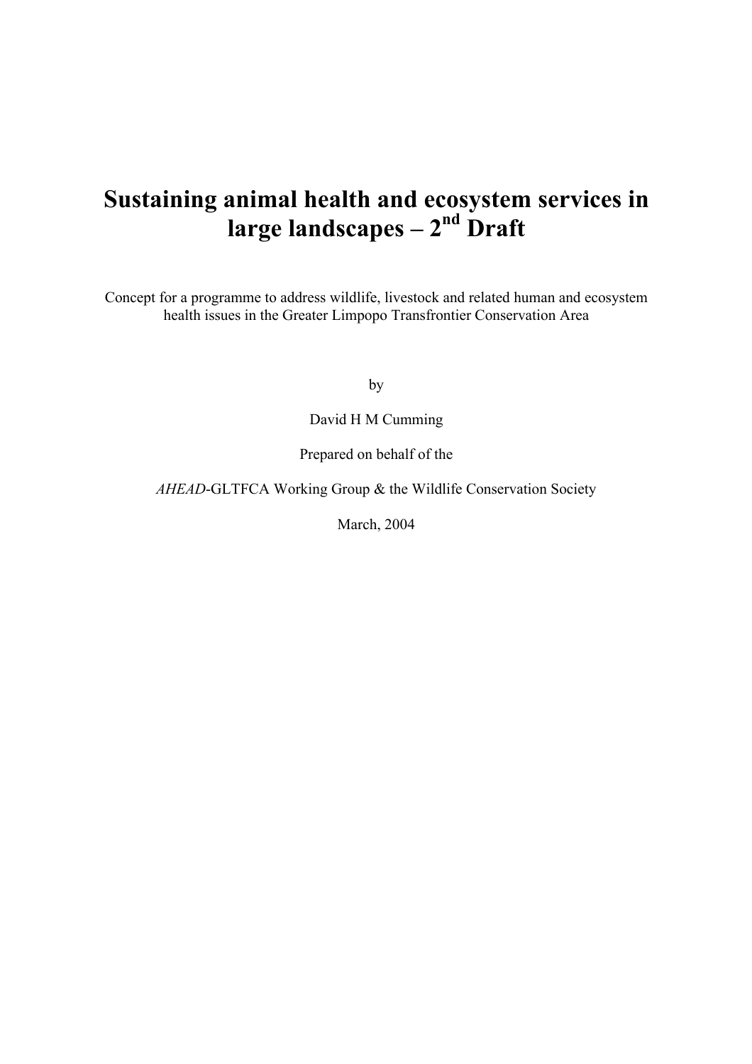# Sustaining animal health and ecosystem services in large landscapes – 2nd Draft

Concept for a programme to address wildlife, livestock and related human and ecosystem health issues in the Greater Limpopo Transfrontier Conservation Area

by

David H M Cumming

Prepared on behalf of the

*AHEAD*-GLTFCA Working Group & the Wildlife Conservation Society

March, 2004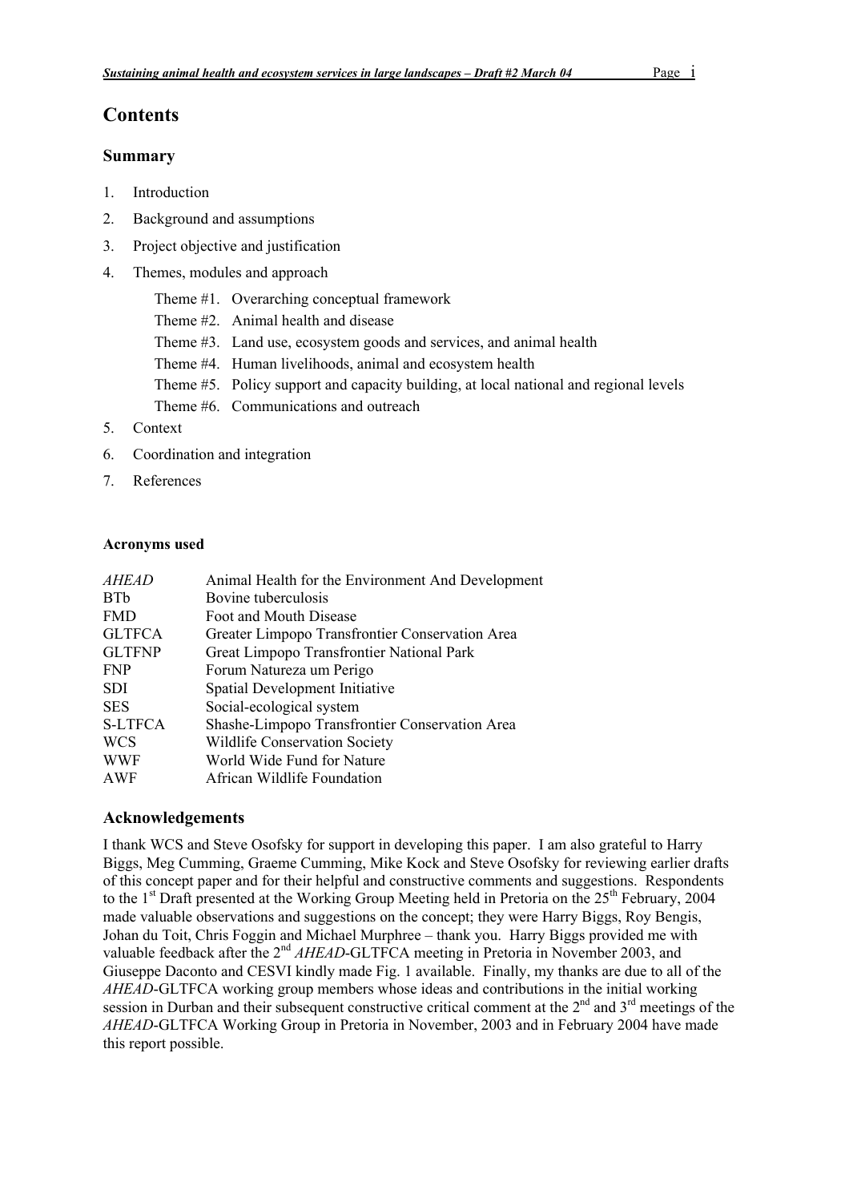# Contents

## Summary

1. Introduction
2. Background and assumptions
3. Project objective and justification
4. Themes, modules and approach
   - Theme #1. Overarching conceptual framework
   - Theme #2. Animal health and disease
   - Theme #3. Land use, ecosystem goods and services, and animal health
   - Theme #4. Human livelihoods, animal and ecosystem health
   - Theme #5. Policy support and capacity building, at local national and regional levels
   - Theme #6. Communications and outreach
5. Context
6. Coordination and integration
7. References

**Acronyms used**

| | |
|---|---|
| *AHEAD* | Animal Health for the Environment And Development |
| BTb | Bovine tuberculosis |
| FMD | Foot and Mouth Disease |
| GLTFCA | Greater Limpopo Transfrontier Conservation Area |
| GLTFNP | Great Limpopo Transfrontier National Park |
| FNP | Forum Natureza um Perigo |
| SDI | Spatial Development Initiative |
| SES | Social-ecological system |
| S-LTFCA | Shashe-Limpopo Transfrontier Conservation Area |
| WCS | Wildlife Conservation Society |
| WWF | World Wide Fund for Nature |
| AWF | African Wildlife Foundation |

## Acknowledgements

I thank WCS and Steve Osofsky for support in developing this paper. I am also grateful to Harry Biggs, Meg Cumming, Graeme Cumming, Mike Kock and Steve Osofsky for reviewing earlier drafts of this concept paper and for their helpful and constructive comments and suggestions. Respondents to the 1st Draft presented at the Working Group Meeting held in Pretoria on the 25th February, 2004 made valuable observations and suggestions on the concept; they were Harry Biggs, Roy Bengis, Johan du Toit, Chris Foggin and Michael Murphree – thank you. Harry Biggs provided me with valuable feedback after the 2nd *AHEAD*-GLTFCA meeting in Pretoria in November 2003, and Giuseppe Daconto and CESVI kindly made Fig. 1 available. Finally, my thanks are due to all of the *AHEAD*-GLTFCA working group members whose ideas and contributions in the initial working session in Durban and their subsequent constructive critical comment at the 2nd and 3rd meetings of the *AHEAD*-GLTFCA Working Group in Pretoria in November, 2003 and in February 2004 have made this report possible.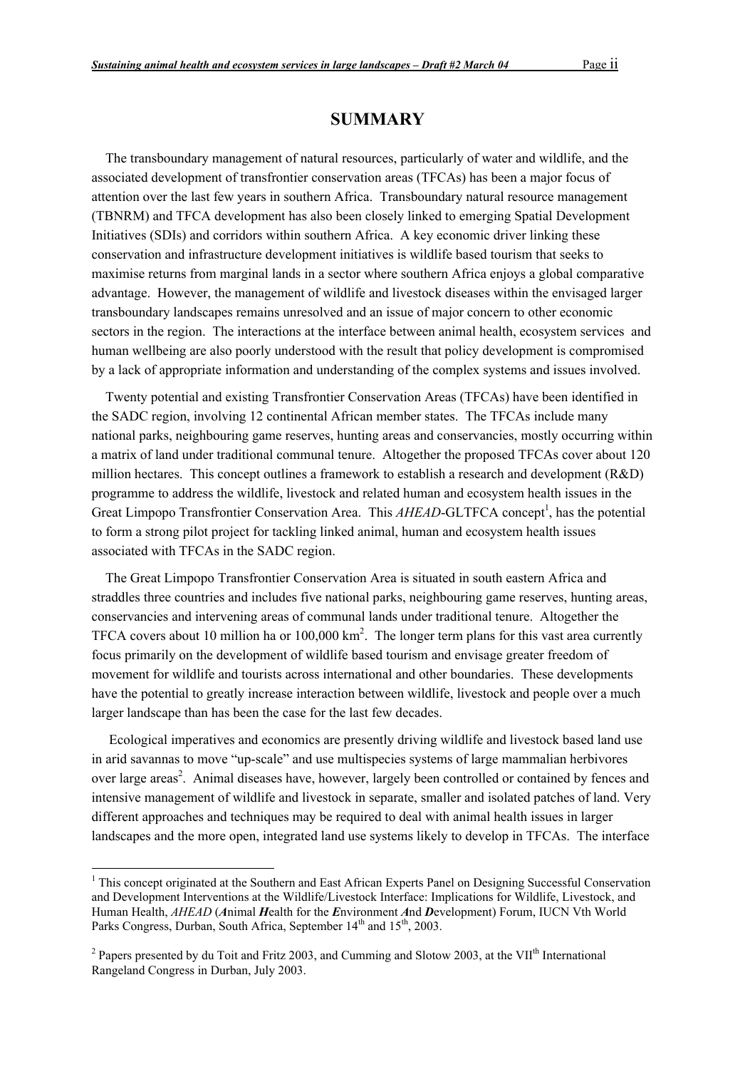# SUMMARY

The transboundary management of natural resources, particularly of water and wildlife, and the associated development of transfrontier conservation areas (TFCAs) has been a major focus of attention over the last few years in southern Africa. Transboundary natural resource management (TBNRM) and TFCA development has also been closely linked to emerging Spatial Development Initiatives (SDIs) and corridors within southern Africa. A key economic driver linking these conservation and infrastructure development initiatives is wildlife based tourism that seeks to maximise returns from marginal lands in a sector where southern Africa enjoys a global comparative advantage. However, the management of wildlife and livestock diseases within the envisaged larger transboundary landscapes remains unresolved and an issue of major concern to other economic sectors in the region. The interactions at the interface between animal health, ecosystem services and human wellbeing are also poorly understood with the result that policy development is compromised by a lack of appropriate information and understanding of the complex systems and issues involved.

Twenty potential and existing Transfrontier Conservation Areas (TFCAs) have been identified in the SADC region, involving 12 continental African member states. The TFCAs include many national parks, neighbouring game reserves, hunting areas and conservancies, mostly occurring within a matrix of land under traditional communal tenure. Altogether the proposed TFCAs cover about 120 million hectares. This concept outlines a framework to establish a research and development (R&D) programme to address the wildlife, livestock and related human and ecosystem health issues in the Great Limpopo Transfrontier Conservation Area. This *AHEAD*-GLTFCA concept[1], has the potential to form a strong pilot project for tackling linked animal, human and ecosystem health issues associated with TFCAs in the SADC region.

The Great Limpopo Transfrontier Conservation Area is situated in south eastern Africa and straddles three countries and includes five national parks, neighbouring game reserves, hunting areas, conservancies and intervening areas of communal lands under traditional tenure. Altogether the TFCA covers about 10 million ha or 100,000 km$^2$. The longer term plans for this vast area currently focus primarily on the development of wildlife based tourism and envisage greater freedom of movement for wildlife and tourists across international and other boundaries. These developments have the potential to greatly increase interaction between wildlife, livestock and people over a much larger landscape than has been the case for the last few decades.

Ecological imperatives and economics are presently driving wildlife and livestock based land use in arid savannas to move "up-scale" and use multispecies systems of large mammalian herbivores over large areas[2]. Animal diseases have, however, largely been controlled or contained by fences and intensive management of wildlife and livestock in separate, smaller and isolated patches of land. Very different approaches and techniques may be required to deal with animal health issues in larger landscapes and the more open, integrated land use systems likely to develop in TFCAs. The interface

---

[1] This concept originated at the Southern and East African Experts Panel on Designing Successful Conservation and Development Interventions at the Wildlife/Livestock Interface: Implications for Wildlife, Livestock, and Human Health, *AHEAD* (***A***nimal ***H***ealth for the ***E***nvironment ***A***nd ***D***evelopment) Forum, IUCN Vth World Parks Congress, Durban, South Africa, September 14th and 15th, 2003.

[2] Papers presented by du Toit and Fritz 2003, and Cumming and Slotow 2003, at the VIIth International Rangeland Congress in Durban, July 2003.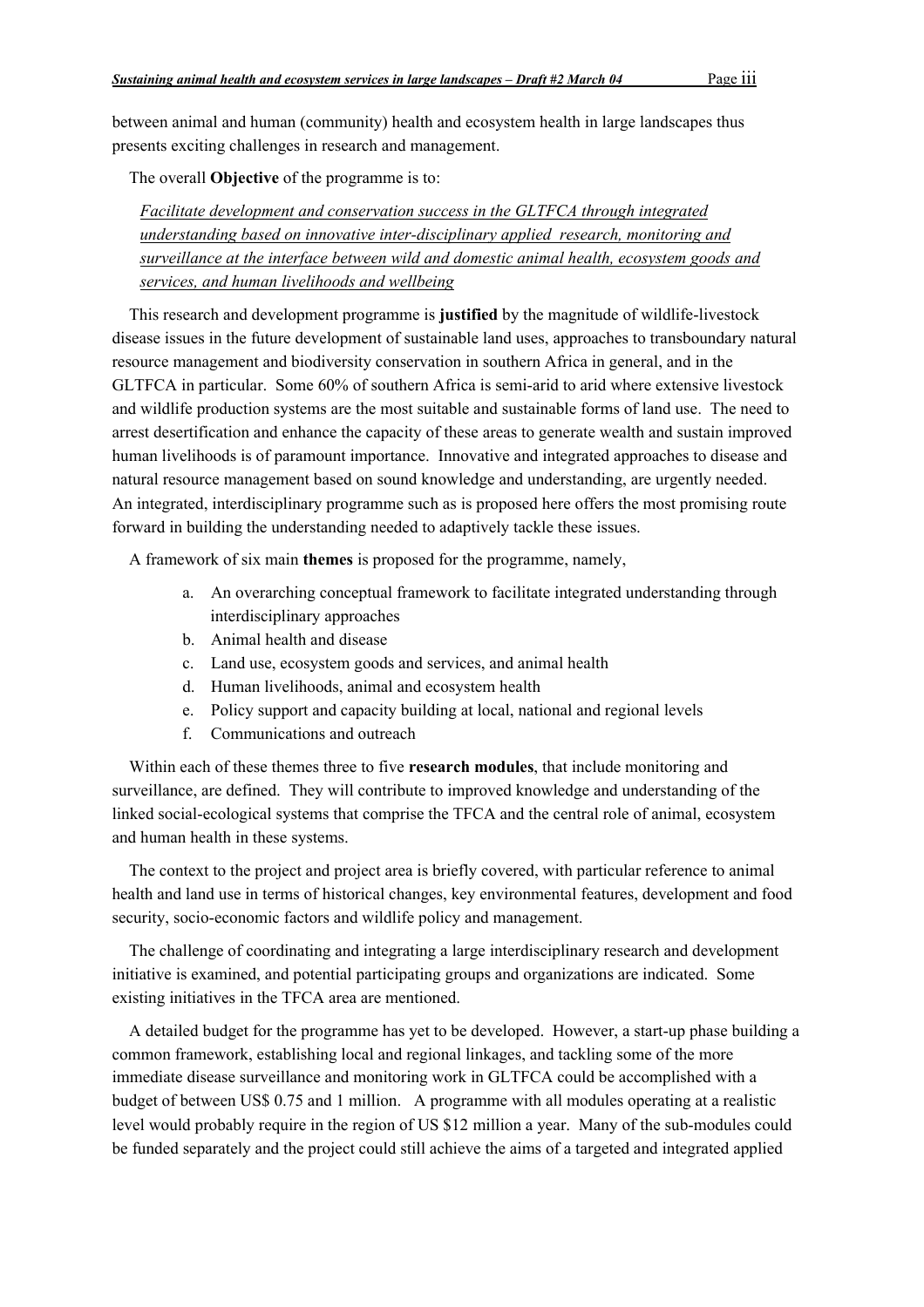between animal and human (community) health and ecosystem health in large landscapes thus presents exciting challenges in research and management.

The overall **Objective** of the programme is to:

*Facilitate development and conservation success in the GLTFCA through integrated understanding based on innovative inter-disciplinary applied research, monitoring and surveillance at the interface between wild and domestic animal health, ecosystem goods and services, and human livelihoods and wellbeing*

This research and development programme is **justified** by the magnitude of wildlife-livestock disease issues in the future development of sustainable land uses, approaches to transboundary natural resource management and biodiversity conservation in southern Africa in general, and in the GLTFCA in particular. Some 60% of southern Africa is semi-arid to arid where extensive livestock and wildlife production systems are the most suitable and sustainable forms of land use. The need to arrest desertification and enhance the capacity of these areas to generate wealth and sustain improved human livelihoods is of paramount importance. Innovative and integrated approaches to disease and natural resource management based on sound knowledge and understanding, are urgently needed. An integrated, interdisciplinary programme such as is proposed here offers the most promising route forward in building the understanding needed to adaptively tackle these issues.

A framework of six main **themes** is proposed for the programme, namely,

a. An overarching conceptual framework to facilitate integrated understanding through interdisciplinary approaches
b. Animal health and disease
c. Land use, ecosystem goods and services, and animal health
d. Human livelihoods, animal and ecosystem health
e. Policy support and capacity building at local, national and regional levels
f. Communications and outreach

Within each of these themes three to five **research modules**, that include monitoring and surveillance, are defined. They will contribute to improved knowledge and understanding of the linked social-ecological systems that comprise the TFCA and the central role of animal, ecosystem and human health in these systems.

The context to the project and project area is briefly covered, with particular reference to animal health and land use in terms of historical changes, key environmental features, development and food security, socio-economic factors and wildlife policy and management.

The challenge of coordinating and integrating a large interdisciplinary research and development initiative is examined, and potential participating groups and organizations are indicated. Some existing initiatives in the TFCA area are mentioned.

A detailed budget for the programme has yet to be developed. However, a start-up phase building a common framework, establishing local and regional linkages, and tackling some of the more immediate disease surveillance and monitoring work in GLTFCA could be accomplished with a budget of between US$ 0.75 and 1 million. A programme with all modules operating at a realistic level would probably require in the region of US $12 million a year. Many of the sub-modules could be funded separately and the project could still achieve the aims of a targeted and integrated applied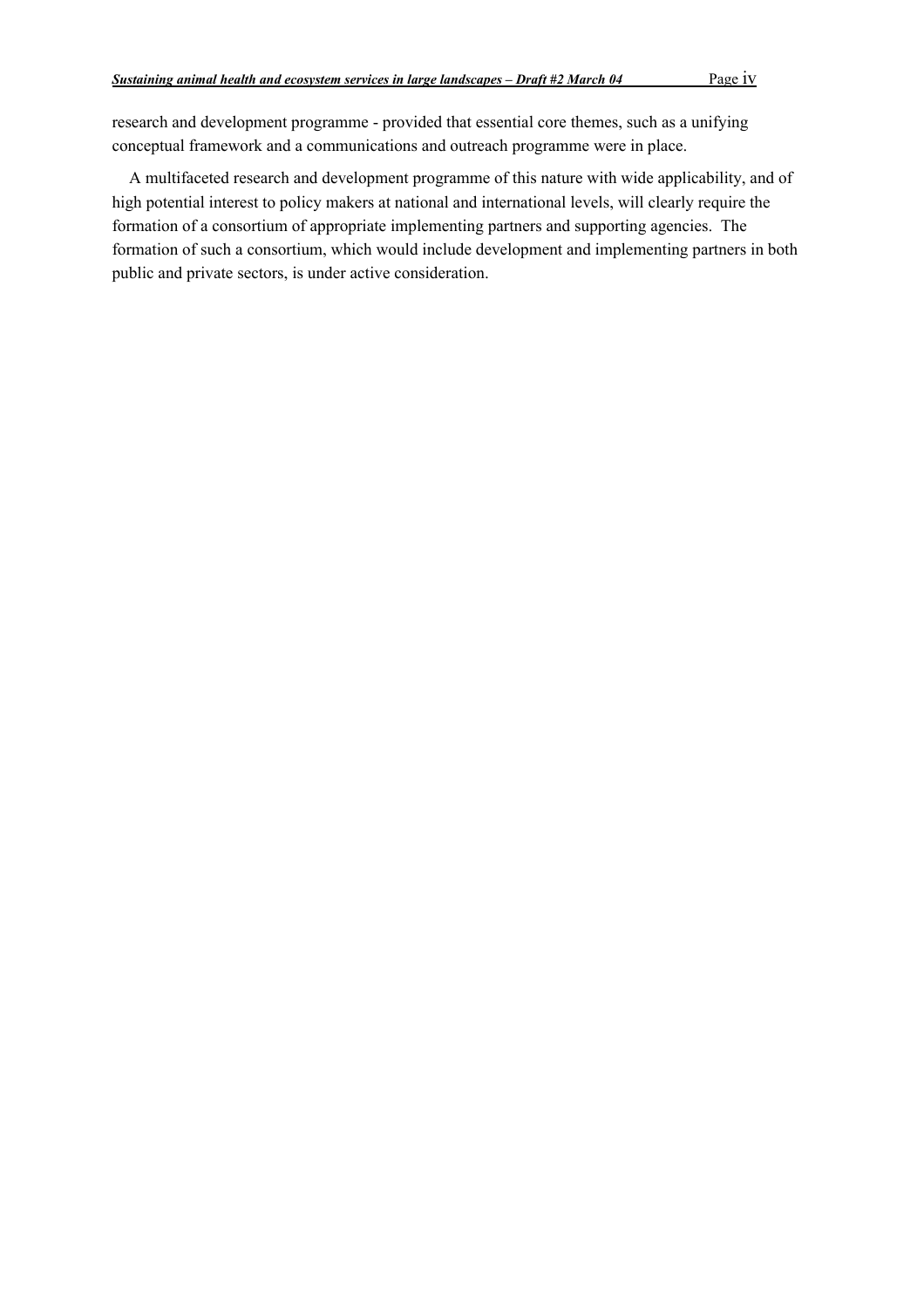research and development programme - provided that essential core themes, such as a unifying conceptual framework and a communications and outreach programme were in place.

A multifaceted research and development programme of this nature with wide applicability, and of high potential interest to policy makers at national and international levels, will clearly require the formation of a consortium of appropriate implementing partners and supporting agencies. The formation of such a consortium, which would include development and implementing partners in both public and private sectors, is under active consideration.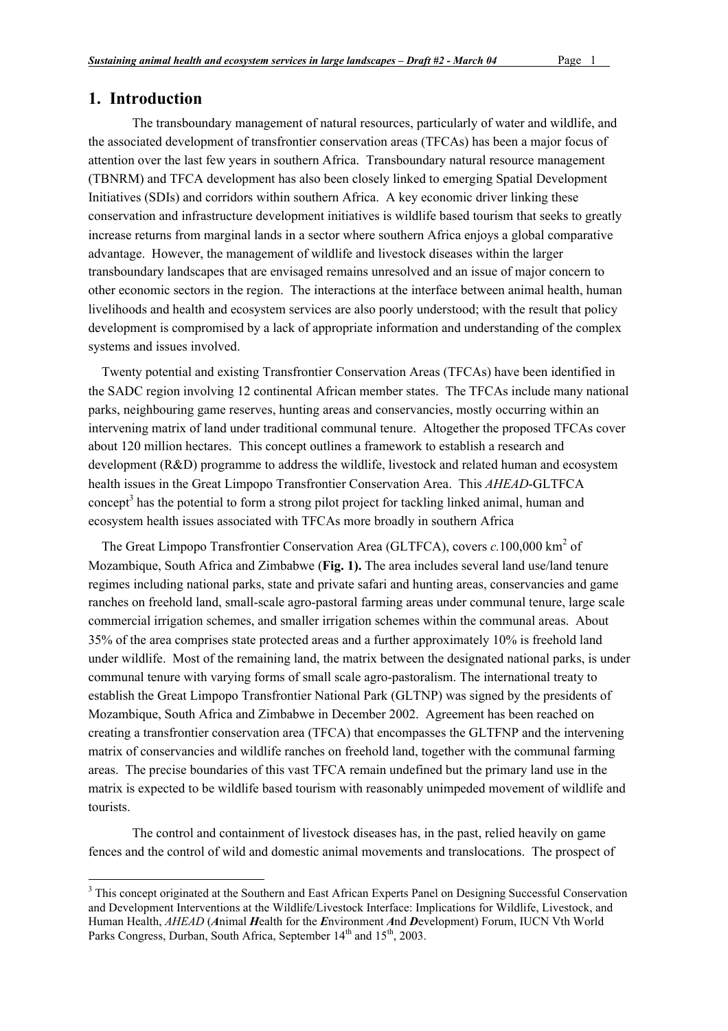# 1. Introduction

The transboundary management of natural resources, particularly of water and wildlife, and the associated development of transfrontier conservation areas (TFCAs) has been a major focus of attention over the last few years in southern Africa. Transboundary natural resource management (TBNRM) and TFCA development has also been closely linked to emerging Spatial Development Initiatives (SDIs) and corridors within southern Africa. A key economic driver linking these conservation and infrastructure development initiatives is wildlife based tourism that seeks to greatly increase returns from marginal lands in a sector where southern Africa enjoys a global comparative advantage. However, the management of wildlife and livestock diseases within the larger transboundary landscapes that are envisaged remains unresolved and an issue of major concern to other economic sectors in the region. The interactions at the interface between animal health, human livelihoods and health and ecosystem services are also poorly understood; with the result that policy development is compromised by a lack of appropriate information and understanding of the complex systems and issues involved.

Twenty potential and existing Transfrontier Conservation Areas (TFCAs) have been identified in the SADC region involving 12 continental African member states. The TFCAs include many national parks, neighbouring game reserves, hunting areas and conservancies, mostly occurring within an intervening matrix of land under traditional communal tenure. Altogether the proposed TFCAs cover about 120 million hectares. This concept outlines a framework to establish a research and development (R&D) programme to address the wildlife, livestock and related human and ecosystem health issues in the Great Limpopo Transfrontier Conservation Area. This *AHEAD*-GLTFCA concept[3] has the potential to form a strong pilot project for tackling linked animal, human and ecosystem health issues associated with TFCAs more broadly in southern Africa

The Great Limpopo Transfrontier Conservation Area (GLTFCA), covers *c.*100,000 km$^2$ of Mozambique, South Africa and Zimbabwe (**Fig. 1).** The area includes several land use/land tenure regimes including national parks, state and private safari and hunting areas, conservancies and game ranches on freehold land, small-scale agro-pastoral farming areas under communal tenure, large scale commercial irrigation schemes, and smaller irrigation schemes within the communal areas. About 35% of the area comprises state protected areas and a further approximately 10% is freehold land under wildlife. Most of the remaining land, the matrix between the designated national parks, is under communal tenure with varying forms of small scale agro-pastoralism. The international treaty to establish the Great Limpopo Transfrontier National Park (GLTNP) was signed by the presidents of Mozambique, South Africa and Zimbabwe in December 2002. Agreement has been reached on creating a transfrontier conservation area (TFCA) that encompasses the GLTFNP and the intervening matrix of conservancies and wildlife ranches on freehold land, together with the communal farming areas. The precise boundaries of this vast TFCA remain undefined but the primary land use in the matrix is expected to be wildlife based tourism with reasonably unimpeded movement of wildlife and tourists.

The control and containment of livestock diseases has, in the past, relied heavily on game fences and the control of wild and domestic animal movements and translocations. The prospect of

---

[3] This concept originated at the Southern and East African Experts Panel on Designing Successful Conservation and Development Interventions at the Wildlife/Livestock Interface: Implications for Wildlife, Livestock, and Human Health, *AHEAD* (***A***nimal ***H***ealth for the ***E***nvironment ***A***nd ***D***evelopment) Forum, IUCN Vth World Parks Congress, Durban, South Africa, September 14th and 15th, 2003.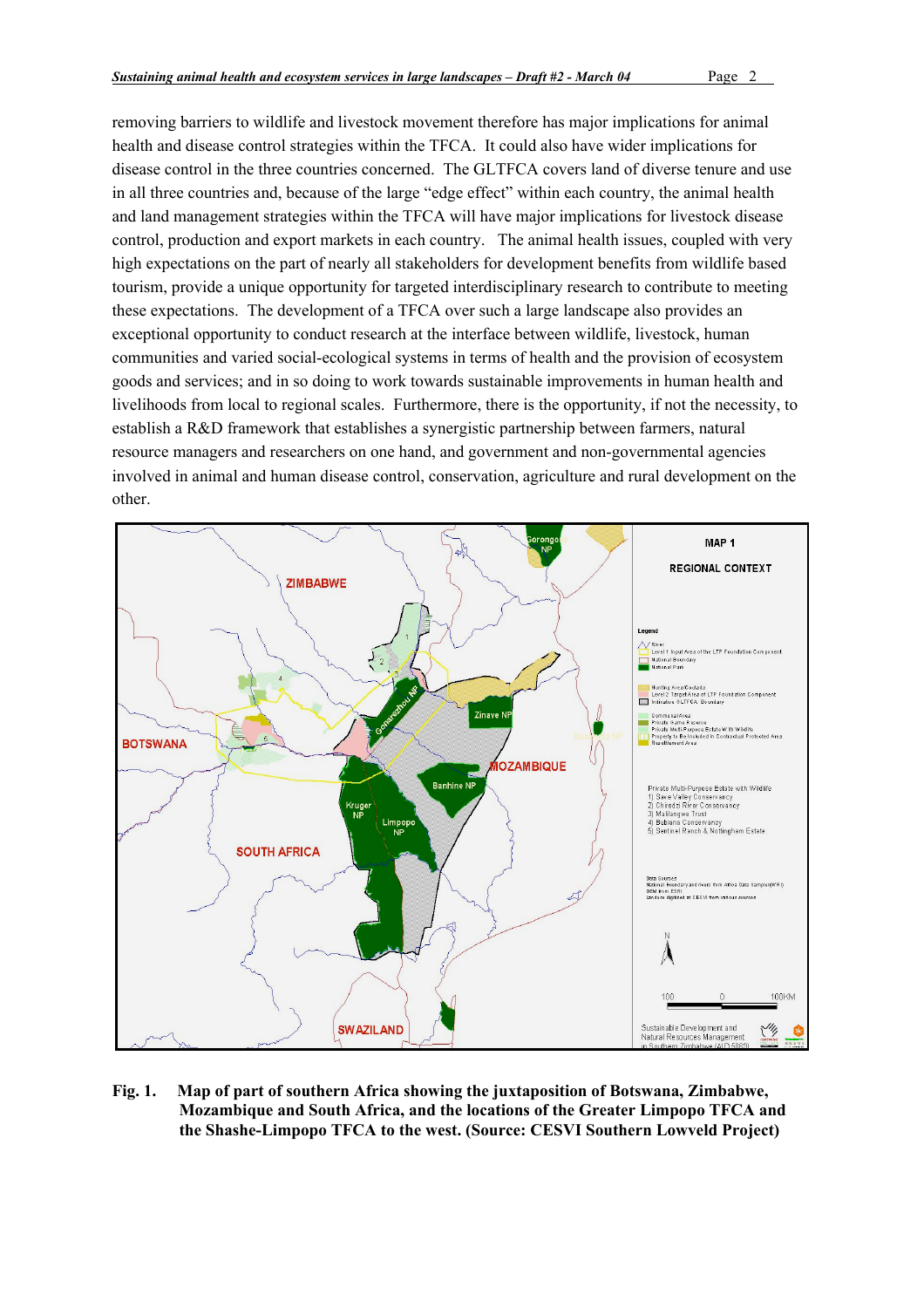removing barriers to wildlife and livestock movement therefore has major implications for animal health and disease control strategies within the TFCA. It could also have wider implications for disease control in the three countries concerned. The GLTFCA covers land of diverse tenure and use in all three countries and, because of the large "edge effect" within each country, the animal health and land management strategies within the TFCA will have major implications for livestock disease control, production and export markets in each country. The animal health issues, coupled with very high expectations on the part of nearly all stakeholders for development benefits from wildlife based tourism, provide a unique opportunity for targeted interdisciplinary research to contribute to meeting these expectations. The development of a TFCA over such a large landscape also provides an exceptional opportunity to conduct research at the interface between wildlife, livestock, human communities and varied social-ecological systems in terms of health and the provision of ecosystem goods and services; and in so doing to work towards sustainable improvements in human health and livelihoods from local to regional scales. Furthermore, there is the opportunity, if not the necessity, to establish a R&D framework that establishes a synergistic partnership between farmers, natural resource managers and researchers on one hand, and government and non-governmental agencies involved in animal and human disease control, conservation, agriculture and rural development on the other.

**Fig. 1.** **Map of part of southern Africa showing the juxtaposition of Botswana, Zimbabwe, Mozambique and South Africa, and the locations of the Greater Limpopo TFCA and the Shashe-Limpopo TFCA to the west. (Source: CESVI Southern Lowveld Project)**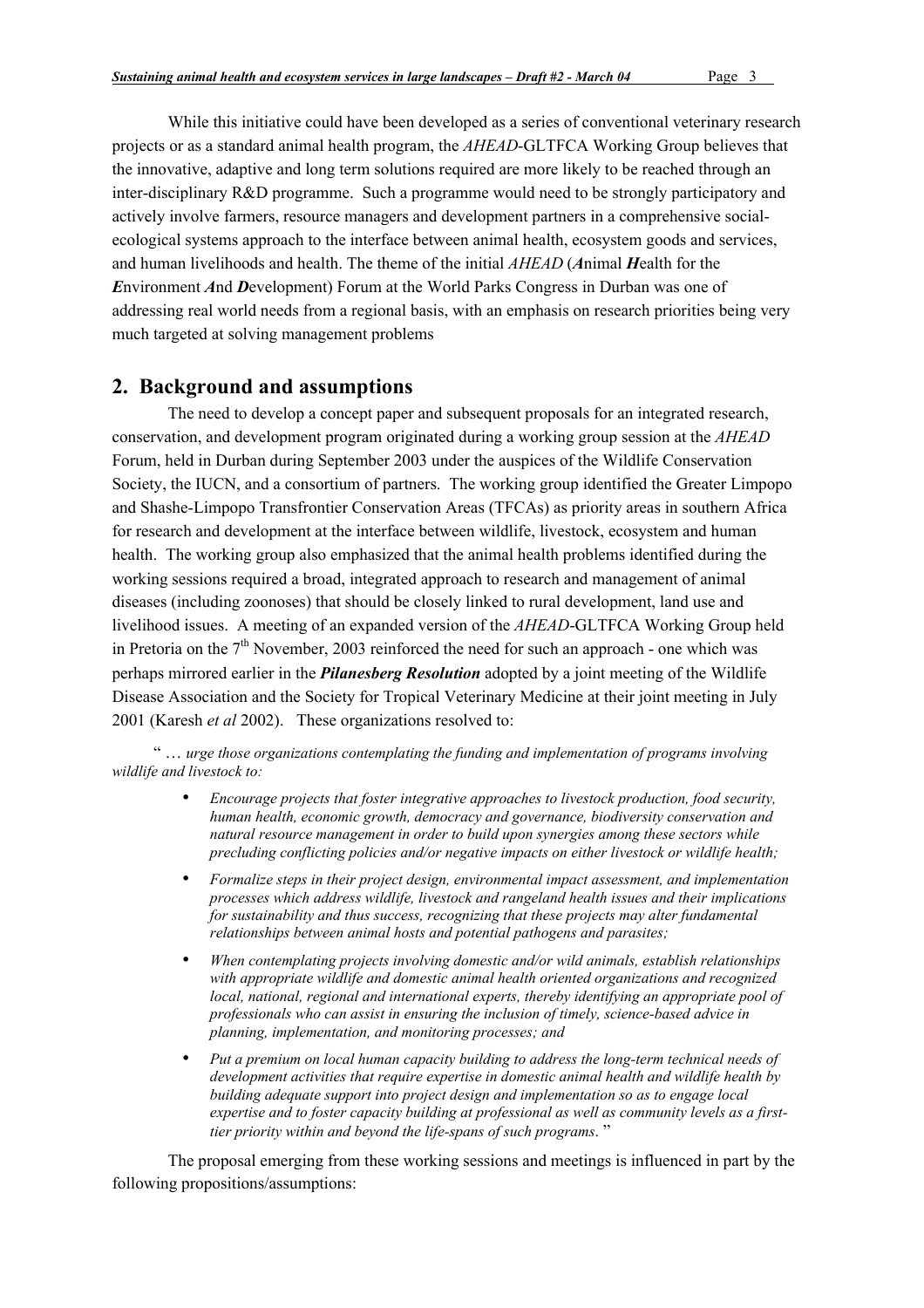While this initiative could have been developed as a series of conventional veterinary research projects or as a standard animal health program, the *AHEAD*-GLTFCA Working Group believes that the innovative, adaptive and long term solutions required are more likely to be reached through an inter-disciplinary R&D programme. Such a programme would need to be strongly participatory and actively involve farmers, resource managers and development partners in a comprehensive social-ecological systems approach to the interface between animal health, ecosystem goods and services, and human livelihoods and health. The theme of the initial *AHEAD* (***A****nimal* ***H****ealth for the* ***E****nvironment* ***A****nd* ***D****evelopment*) Forum at the World Parks Congress in Durban was one of addressing real world needs from a regional basis, with an emphasis on research priorities being very much targeted at solving management problems

## 2. Background and assumptions

The need to develop a concept paper and subsequent proposals for an integrated research, conservation, and development program originated during a working group session at the *AHEAD* Forum, held in Durban during September 2003 under the auspices of the Wildlife Conservation Society, the IUCN, and a consortium of partners. The working group identified the Greater Limpopo and Shashe-Limpopo Transfrontier Conservation Areas (TFCAs) as priority areas in southern Africa for research and development at the interface between wildlife, livestock, ecosystem and human health. The working group also emphasized that the animal health problems identified during the working sessions required a broad, integrated approach to research and management of animal diseases (including zoonoses) that should be closely linked to rural development, land use and livelihood issues. A meeting of an expanded version of the *AHEAD*-GLTFCA Working Group held in Pretoria on the 7th November, 2003 reinforced the need for such an approach - one which was perhaps mirrored earlier in the ***Pilanesberg Resolution*** adopted by a joint meeting of the Wildlife Disease Association and the Society for Tropical Veterinary Medicine at their joint meeting in July 2001 (Karesh *et al* 2002). These organizations resolved to:

> " … *urge those organizations contemplating the funding and implementation of programs involving wildlife and livestock to:*
>
> - *Encourage projects that foster integrative approaches to livestock production, food security, human health, economic growth, democracy and governance, biodiversity conservation and natural resource management in order to build upon synergies among these sectors while precluding conflicting policies and/or negative impacts on either livestock or wildlife health;*
> - *Formalize steps in their project design, environmental impact assessment, and implementation processes which address wildlife, livestock and rangeland health issues and their implications for sustainability and thus success, recognizing that these projects may alter fundamental relationships between animal hosts and potential pathogens and parasites;*
> - *When contemplating projects involving domestic and/or wild animals, establish relationships with appropriate wildlife and domestic animal health oriented organizations and recognized local, national, regional and international experts, thereby identifying an appropriate pool of professionals who can assist in ensuring the inclusion of timely, science-based advice in planning, implementation, and monitoring processes; and*
> - *Put a premium on local human capacity building to address the long-term technical needs of development activities that require expertise in domestic animal health and wildlife health by building adequate support into project design and implementation so as to engage local expertise and to foster capacity building at professional as well as community levels as a first-tier priority within and beyond the life-spans of such programs.* "

The proposal emerging from these working sessions and meetings is influenced in part by the following propositions/assumptions: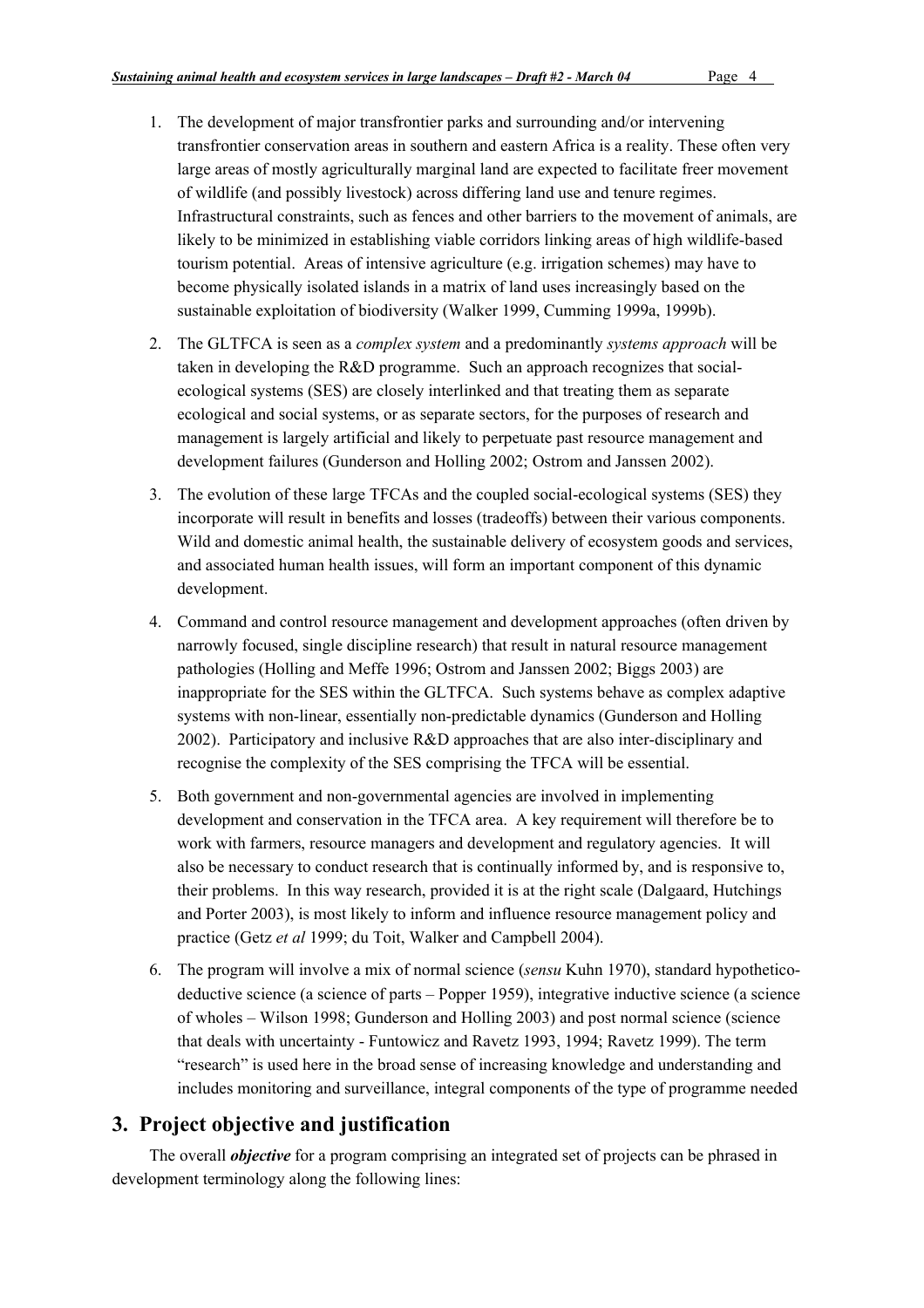1. The development of major transfrontier parks and surrounding and/or intervening transfrontier conservation areas in southern and eastern Africa is a reality. These often very large areas of mostly agriculturally marginal land are expected to facilitate freer movement of wildlife (and possibly livestock) across differing land use and tenure regimes. Infrastructural constraints, such as fences and other barriers to the movement of animals, are likely to be minimized in establishing viable corridors linking areas of high wildlife-based tourism potential. Areas of intensive agriculture (e.g. irrigation schemes) may have to become physically isolated islands in a matrix of land uses increasingly based on the sustainable exploitation of biodiversity (Walker 1999, Cumming 1999a, 1999b).

2. The GLTFCA is seen as a *complex system* and a predominantly *systems approach* will be taken in developing the R&D programme. Such an approach recognizes that social-ecological systems (SES) are closely interlinked and that treating them as separate ecological and social systems, or as separate sectors, for the purposes of research and management is largely artificial and likely to perpetuate past resource management and development failures (Gunderson and Holling 2002; Ostrom and Janssen 2002).

3. The evolution of these large TFCAs and the coupled social-ecological systems (SES) they incorporate will result in benefits and losses (tradeoffs) between their various components. Wild and domestic animal health, the sustainable delivery of ecosystem goods and services, and associated human health issues, will form an important component of this dynamic development.

4. Command and control resource management and development approaches (often driven by narrowly focused, single discipline research) that result in natural resource management pathologies (Holling and Meffe 1996; Ostrom and Janssen 2002; Biggs 2003) are inappropriate for the SES within the GLTFCA. Such systems behave as complex adaptive systems with non-linear, essentially non-predictable dynamics (Gunderson and Holling 2002). Participatory and inclusive R&D approaches that are also inter-disciplinary and recognise the complexity of the SES comprising the TFCA will be essential.

5. Both government and non-governmental agencies are involved in implementing development and conservation in the TFCA area. A key requirement will therefore be to work with farmers, resource managers and development and regulatory agencies. It will also be necessary to conduct research that is continually informed by, and is responsive to, their problems. In this way research, provided it is at the right scale (Dalgaard, Hutchings and Porter 2003), is most likely to inform and influence resource management policy and practice (Getz *et al* 1999; du Toit, Walker and Campbell 2004).

6. The program will involve a mix of normal science (*sensu* Kuhn 1970), standard hypothetico-deductive science (a science of parts – Popper 1959), integrative inductive science (a science of wholes – Wilson 1998; Gunderson and Holling 2003) and post normal science (science that deals with uncertainty - Funtowicz and Ravetz 1993, 1994; Ravetz 1999). The term "research" is used here in the broad sense of increasing knowledge and understanding and includes monitoring and surveillance, integral components of the type of programme needed

## 3. Project objective and justification

The overall ***objective*** for a program comprising an integrated set of projects can be phrased in development terminology along the following lines: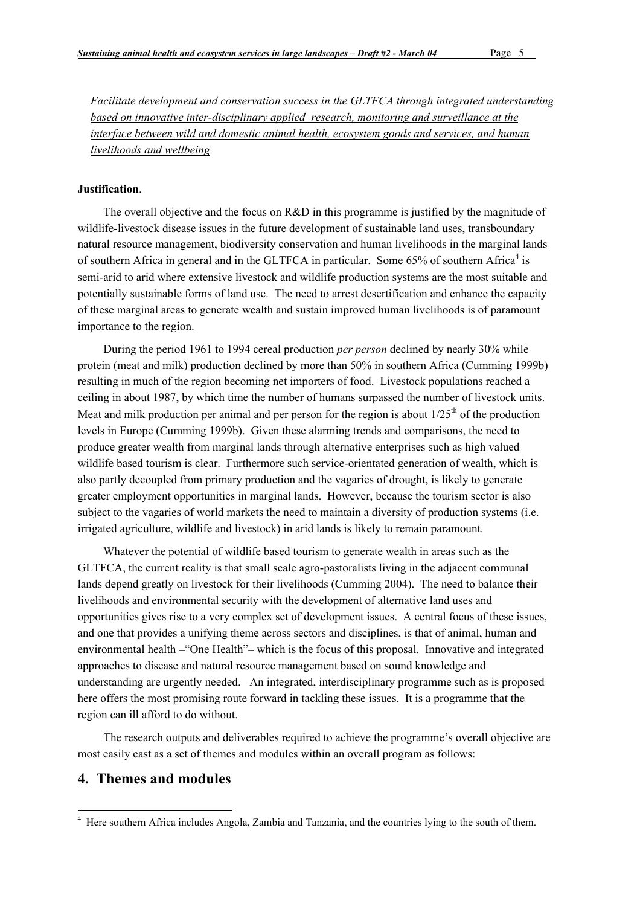*<u>Facilitate development and conservation success in the GLTFCA through integrated understanding based on innovative inter-disciplinary applied research, monitoring and surveillance at the interface between wild and domestic animal health, ecosystem goods and services, and human livelihoods and wellbeing</u>*

**Justification**.

The overall objective and the focus on R&D in this programme is justified by the magnitude of wildlife-livestock disease issues in the future development of sustainable land uses, transboundary natural resource management, biodiversity conservation and human livelihoods in the marginal lands of southern Africa in general and in the GLTFCA in particular. Some 65% of southern Africa[4] is semi-arid to arid where extensive livestock and wildlife production systems are the most suitable and potentially sustainable forms of land use. The need to arrest desertification and enhance the capacity of these marginal areas to generate wealth and sustain improved human livelihoods is of paramount importance to the region.

During the period 1961 to 1994 cereal production *per person* declined by nearly 30% while protein (meat and milk) production declined by more than 50% in southern Africa (Cumming 1999b) resulting in much of the region becoming net importers of food. Livestock populations reached a ceiling in about 1987, by which time the number of humans surpassed the number of livestock units. Meat and milk production per animal and per person for the region is about $1/25^{th}$ of the production levels in Europe (Cumming 1999b). Given these alarming trends and comparisons, the need to produce greater wealth from marginal lands through alternative enterprises such as high valued wildlife based tourism is clear. Furthermore such service-orientated generation of wealth, which is also partly decoupled from primary production and the vagaries of drought, is likely to generate greater employment opportunities in marginal lands. However, because the tourism sector is also subject to the vagaries of world markets the need to maintain a diversity of production systems (i.e. irrigated agriculture, wildlife and livestock) in arid lands is likely to remain paramount.

Whatever the potential of wildlife based tourism to generate wealth in areas such as the GLTFCA, the current reality is that small scale agro-pastoralists living in the adjacent communal lands depend greatly on livestock for their livelihoods (Cumming 2004). The need to balance their livelihoods and environmental security with the development of alternative land uses and opportunities gives rise to a very complex set of development issues. A central focus of these issues, and one that provides a unifying theme across sectors and disciplines, is that of animal, human and environmental health –"One Health"– which is the focus of this proposal. Innovative and integrated approaches to disease and natural resource management based on sound knowledge and understanding are urgently needed. An integrated, interdisciplinary programme such as is proposed here offers the most promising route forward in tackling these issues. It is a programme that the region can ill afford to do without.

The research outputs and deliverables required to achieve the programme's overall objective are most easily cast as a set of themes and modules within an overall program as follows:

## 4. Themes and modules

[4] Here southern Africa includes Angola, Zambia and Tanzania, and the countries lying to the south of them.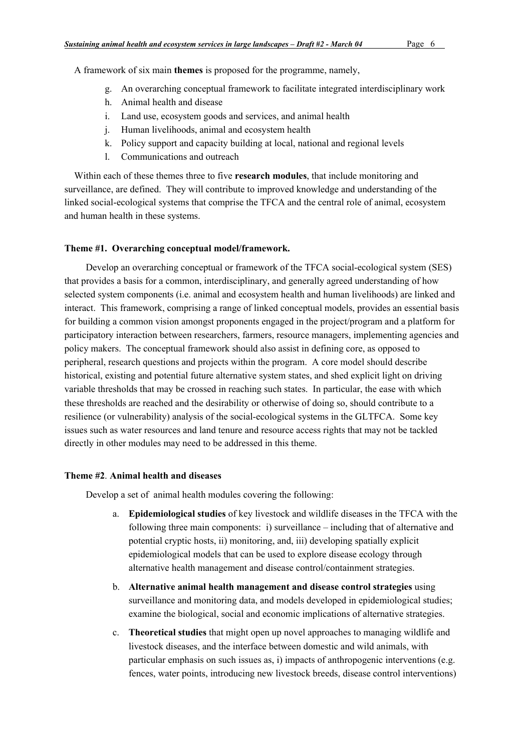A framework of six main **themes** is proposed for the programme, namely,

g. An overarching conceptual framework to facilitate integrated interdisciplinary work
h. Animal health and disease
i. Land use, ecosystem goods and services, and animal health
j. Human livelihoods, animal and ecosystem health
k. Policy support and capacity building at local, national and regional levels
l. Communications and outreach

Within each of these themes three to five **research modules**, that include monitoring and surveillance, are defined. They will contribute to improved knowledge and understanding of the linked social-ecological systems that comprise the TFCA and the central role of animal, ecosystem and human health in these systems.

**Theme #1. Overarching conceptual model/framework.**

Develop an overarching conceptual or framework of the TFCA social-ecological system (SES) that provides a basis for a common, interdisciplinary, and generally agreed understanding of how selected system components (i.e. animal and ecosystem health and human livelihoods) are linked and interact. This framework, comprising a range of linked conceptual models, provides an essential basis for building a common vision amongst proponents engaged in the project/program and a platform for participatory interaction between researchers, farmers, resource managers, implementing agencies and policy makers. The conceptual framework should also assist in defining core, as opposed to peripheral, research questions and projects within the program. A core model should describe historical, existing and potential future alternative system states, and shed explicit light on driving variable thresholds that may be crossed in reaching such states. In particular, the ease with which these thresholds are reached and the desirability or otherwise of doing so, should contribute to a resilience (or vulnerability) analysis of the social-ecological systems in the GLTFCA. Some key issues such as water resources and land tenure and resource access rights that may not be tackled directly in other modules may need to be addressed in this theme.

**Theme #2**. **Animal health and diseases**

Develop a set of animal health modules covering the following:

a. **Epidemiological studies** of key livestock and wildlife diseases in the TFCA with the following three main components: i) surveillance – including that of alternative and potential cryptic hosts, ii) monitoring, and, iii) developing spatially explicit epidemiological models that can be used to explore disease ecology through alternative health management and disease control/containment strategies.

b. **Alternative animal health management and disease control strategies** using surveillance and monitoring data, and models developed in epidemiological studies; examine the biological, social and economic implications of alternative strategies.

c. **Theoretical studies** that might open up novel approaches to managing wildlife and livestock diseases, and the interface between domestic and wild animals, with particular emphasis on such issues as, i) impacts of anthropogenic interventions (e.g. fences, water points, introducing new livestock breeds, disease control interventions)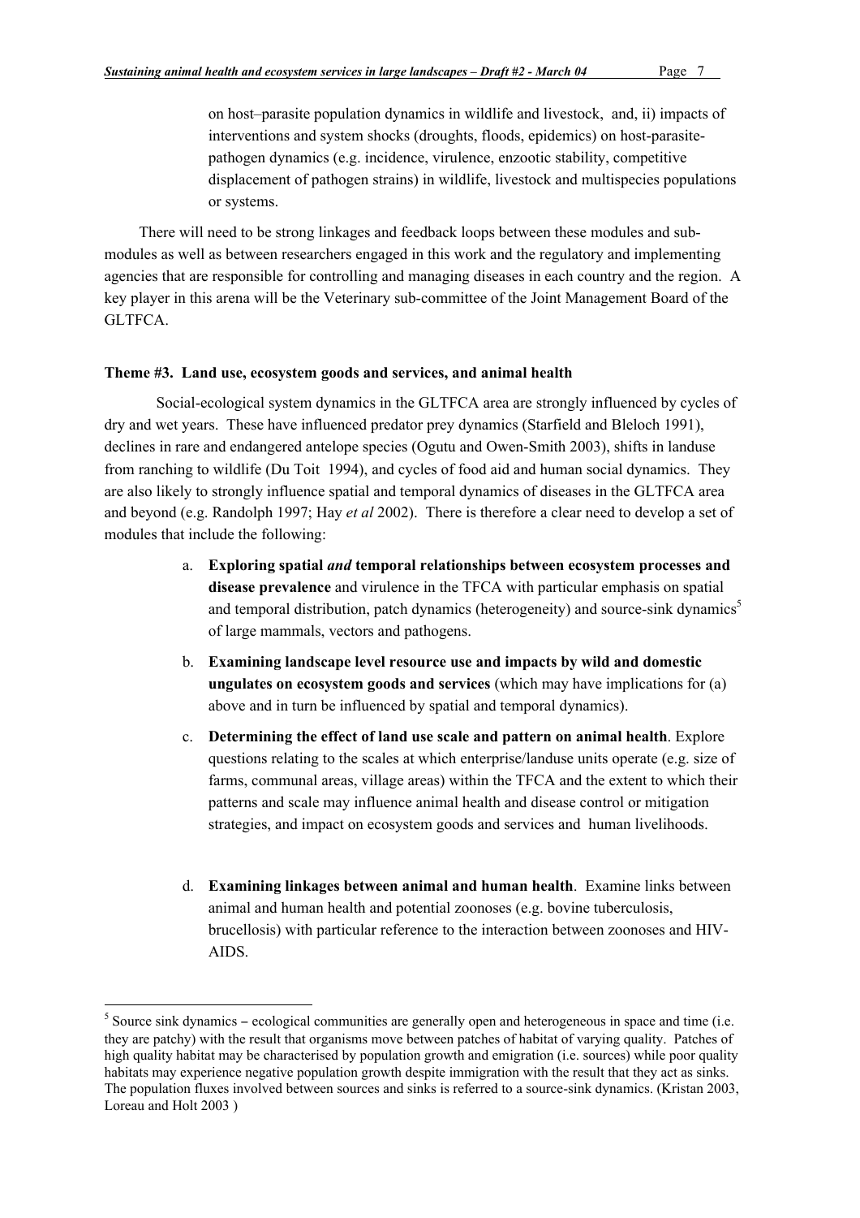on host–parasite population dynamics in wildlife and livestock, and, ii) impacts of interventions and system shocks (droughts, floods, epidemics) on host-parasite-pathogen dynamics (e.g. incidence, virulence, enzootic stability, competitive displacement of pathogen strains) in wildlife, livestock and multispecies populations or systems.

There will need to be strong linkages and feedback loops between these modules and sub-modules as well as between researchers engaged in this work and the regulatory and implementing agencies that are responsible for controlling and managing diseases in each country and the region. A key player in this arena will be the Veterinary sub-committee of the Joint Management Board of the GLTFCA.

**Theme #3. Land use, ecosystem goods and services, and animal health**

Social-ecological system dynamics in the GLTFCA area are strongly influenced by cycles of dry and wet years. These have influenced predator prey dynamics (Starfield and Bleloch 1991), declines in rare and endangered antelope species (Ogutu and Owen-Smith 2003), shifts in landuse from ranching to wildlife (Du Toit 1994), and cycles of food aid and human social dynamics. They are also likely to strongly influence spatial and temporal dynamics of diseases in the GLTFCA area and beyond (e.g. Randolph 1997; Hay *et al* 2002). There is therefore a clear need to develop a set of modules that include the following:

a. **Exploring spatial *and* temporal relationships between ecosystem processes and disease prevalence** and virulence in the TFCA with particular emphasis on spatial and temporal distribution, patch dynamics (heterogeneity) and source-sink dynamics[5] of large mammals, vectors and pathogens.

b. **Examining landscape level resource use and impacts by wild and domestic ungulates on ecosystem goods and services** (which may have implications for (a) above and in turn be influenced by spatial and temporal dynamics).

c. **Determining the effect of land use scale and pattern on animal health**. Explore questions relating to the scales at which enterprise/landuse units operate (e.g. size of farms, communal areas, village areas) within the TFCA and the extent to which their patterns and scale may influence animal health and disease control or mitigation strategies, and impact on ecosystem goods and services and human livelihoods.

d. **Examining linkages between animal and human health**. Examine links between animal and human health and potential zoonoses (e.g. bovine tuberculosis, brucellosis) with particular reference to the interaction between zoonoses and HIV-AIDS.

---

[5] Source sink dynamics – ecological communities are generally open and heterogeneous in space and time (i.e. they are patchy) with the result that organisms move between patches of habitat of varying quality. Patches of high quality habitat may be characterised by population growth and emigration (i.e. sources) while poor quality habitats may experience negative population growth despite immigration with the result that they act as sinks. The population fluxes involved between sources and sinks is referred to a source-sink dynamics. (Kristan 2003, Loreau and Holt 2003 )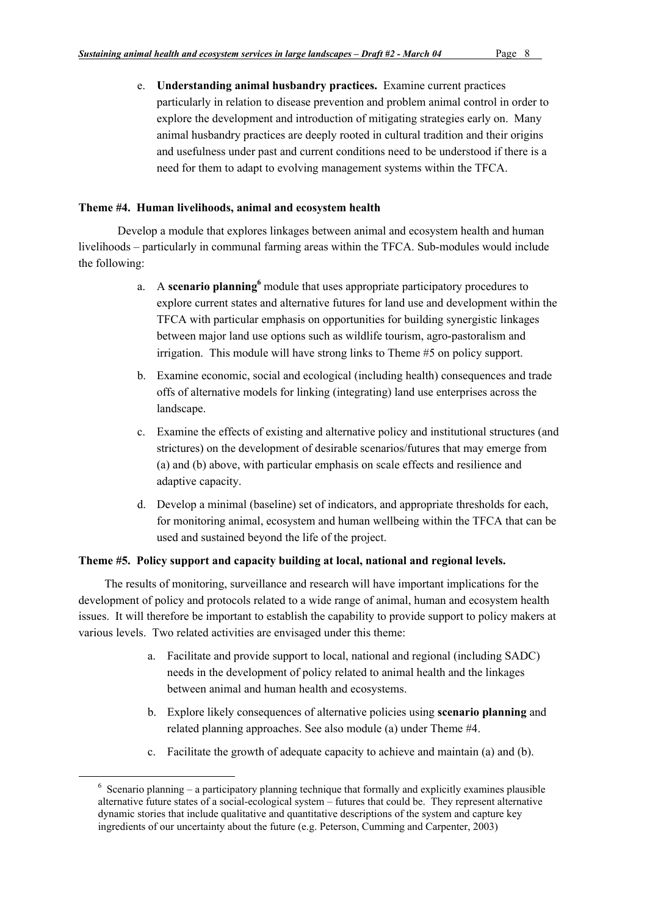e. **Understanding animal husbandry practices.** Examine current practices particularly in relation to disease prevention and problem animal control in order to explore the development and introduction of mitigating strategies early on. Many animal husbandry practices are deeply rooted in cultural tradition and their origins and usefulness under past and current conditions need to be understood if there is a need for them to adapt to evolving management systems within the TFCA.

**Theme #4. Human livelihoods, animal and ecosystem health**

Develop a module that explores linkages between animal and ecosystem health and human livelihoods – particularly in communal farming areas within the TFCA. Sub-modules would include the following:

a. A **scenario planning**[6] module that uses appropriate participatory procedures to explore current states and alternative futures for land use and development within the TFCA with particular emphasis on opportunities for building synergistic linkages between major land use options such as wildlife tourism, agro-pastoralism and irrigation. This module will have strong links to Theme #5 on policy support.

b. Examine economic, social and ecological (including health) consequences and trade offs of alternative models for linking (integrating) land use enterprises across the landscape.

c. Examine the effects of existing and alternative policy and institutional structures (and strictures) on the development of desirable scenarios/futures that may emerge from (a) and (b) above, with particular emphasis on scale effects and resilience and adaptive capacity.

d. Develop a minimal (baseline) set of indicators, and appropriate thresholds for each, for monitoring animal, ecosystem and human wellbeing within the TFCA that can be used and sustained beyond the life of the project.

**Theme #5. Policy support and capacity building at local, national and regional levels.**

The results of monitoring, surveillance and research will have important implications for the development of policy and protocols related to a wide range of animal, human and ecosystem health issues. It will therefore be important to establish the capability to provide support to policy makers at various levels. Two related activities are envisaged under this theme:

a. Facilitate and provide support to local, national and regional (including SADC) needs in the development of policy related to animal health and the linkages between animal and human health and ecosystems.

b. Explore likely consequences of alternative policies using **scenario planning** and related planning approaches. See also module (a) under Theme #4.

c. Facilitate the growth of adequate capacity to achieve and maintain (a) and (b).

---

[6] Scenario planning – a participatory planning technique that formally and explicitly examines plausible alternative future states of a social-ecological system – futures that could be. They represent alternative dynamic stories that include qualitative and quantitative descriptions of the system and capture key ingredients of our uncertainty about the future (e.g. Peterson, Cumming and Carpenter, 2003)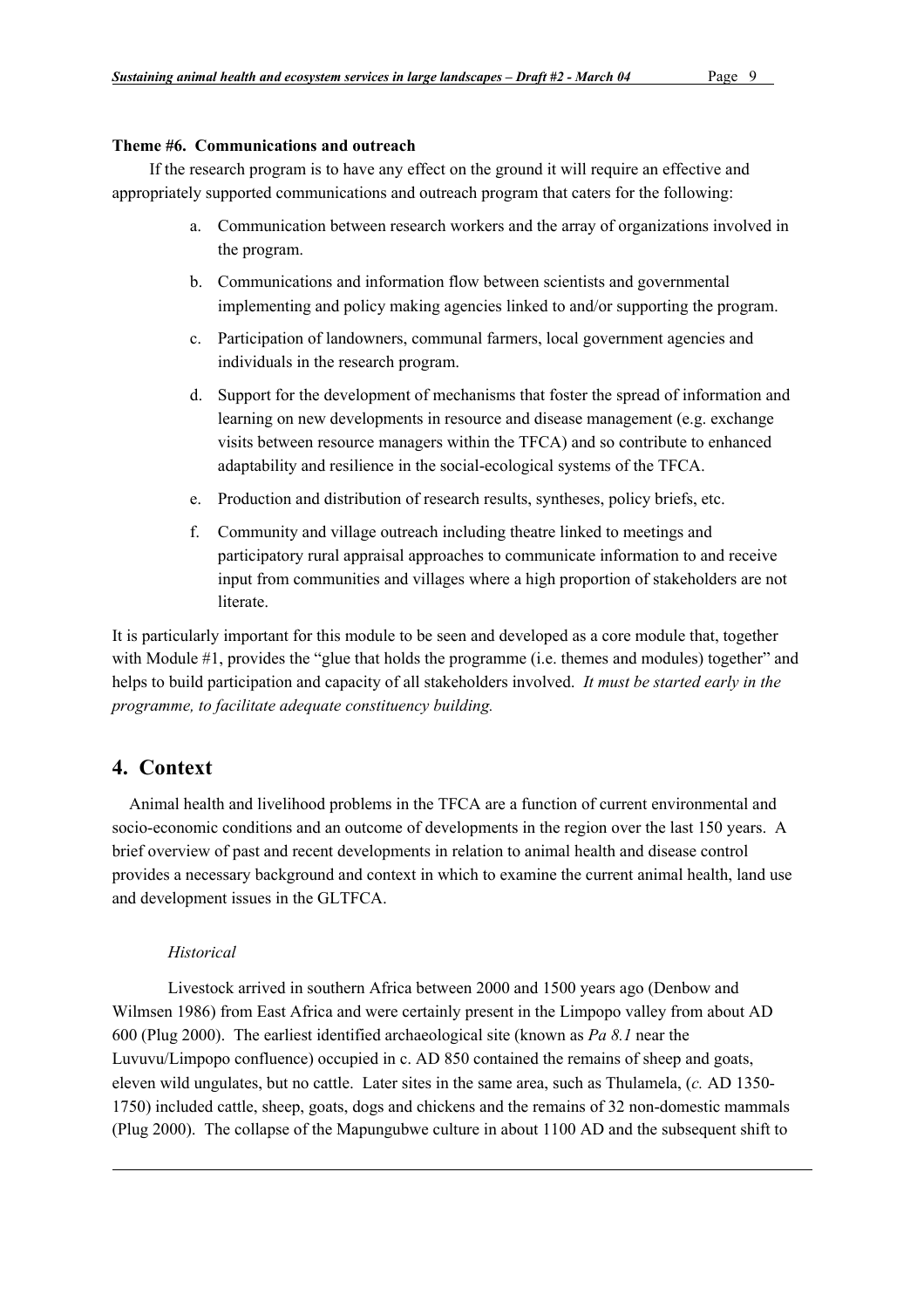**Theme #6. Communications and outreach**

If the research program is to have any effect on the ground it will require an effective and appropriately supported communications and outreach program that caters for the following:

a. Communication between research workers and the array of organizations involved in the program.

b. Communications and information flow between scientists and governmental implementing and policy making agencies linked to and/or supporting the program.

c. Participation of landowners, communal farmers, local government agencies and individuals in the research program.

d. Support for the development of mechanisms that foster the spread of information and learning on new developments in resource and disease management (e.g. exchange visits between resource managers within the TFCA) and so contribute to enhanced adaptability and resilience in the social-ecological systems of the TFCA.

e. Production and distribution of research results, syntheses, policy briefs, etc.

f. Community and village outreach including theatre linked to meetings and participatory rural appraisal approaches to communicate information to and receive input from communities and villages where a high proportion of stakeholders are not literate.

It is particularly important for this module to be seen and developed as a core module that, together with Module #1, provides the "glue that holds the programme (i.e. themes and modules) together" and helps to build participation and capacity of all stakeholders involved. *It must be started early in the programme, to facilitate adequate constituency building.*

## 4. Context

Animal health and livelihood problems in the TFCA are a function of current environmental and socio-economic conditions and an outcome of developments in the region over the last 150 years. A brief overview of past and recent developments in relation to animal health and disease control provides a necessary background and context in which to examine the current animal health, land use and development issues in the GLTFCA.

*Historical*

Livestock arrived in southern Africa between 2000 and 1500 years ago (Denbow and Wilmsen 1986) from East Africa and were certainly present in the Limpopo valley from about AD 600 (Plug 2000). The earliest identified archaeological site (known as *Pa 8.1* near the Luvuvu/Limpopo confluence) occupied in c. AD 850 contained the remains of sheep and goats, eleven wild ungulates, but no cattle. Later sites in the same area, such as Thulamela, (*c.* AD 1350-1750) included cattle, sheep, goats, dogs and chickens and the remains of 32 non-domestic mammals (Plug 2000). The collapse of the Mapungubwe culture in about 1100 AD and the subsequent shift to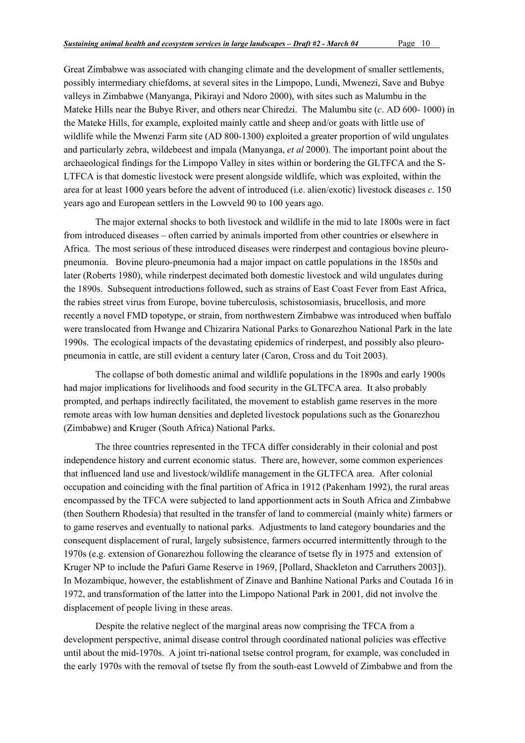Great Zimbabwe was associated with changing climate and the development of smaller settlements, possibly intermediary chiefdoms, at several sites in the Limpopo, Lundi, Mwenezi, Save and Bubye valleys in Zimbabwe (Manyanga, Pikirayi and Ndoro 2000), with sites such as Malumbu in the Mateke Hills near the Bubye River, and others near Chiredzi. The Malumbu site (*c*. AD 600- 1000) in the Mateke Hills, for example, exploited mainly cattle and sheep and/or goats with little use of wildlife while the Mwenzi Farm site (AD 800-1300) exploited a greater proportion of wild ungulates and particularly zebra, wildebeest and impala (Manyanga, *et al* 2000). The important point about the archaeological findings for the Limpopo Valley in sites within or bordering the GLTFCA and the S-LTFCA is that domestic livestock were present alongside wildlife, which was exploited, within the area for at least 1000 years before the advent of introduced (i.e. alien/exotic) livestock diseases *c*. 150 years ago and European settlers in the Lowveld 90 to 100 years ago.

The major external shocks to both livestock and wildlife in the mid to late 1800s were in fact from introduced diseases – often carried by animals imported from other countries or elsewhere in Africa. The most serious of these introduced diseases were rinderpest and contagious bovine pleuro-pneumonia. Bovine pleuro-pneumonia had a major impact on cattle populations in the 1850s and later (Roberts 1980), while rinderpest decimated both domestic livestock and wild ungulates during the 1890s. Subsequent introductions followed, such as strains of East Coast Fever from East Africa, the rabies street virus from Europe, bovine tuberculosis, schistosomiasis, brucellosis, and more recently a novel FMD topotype, or strain, from northwestern Zimbabwe was introduced when buffalo were translocated from Hwange and Chizarira National Parks to Gonarezhou National Park in the late 1990s. The ecological impacts of the devastating epidemics of rinderpest, and possibly also pleuro-pneumonia in cattle, are still evident a century later (Caron, Cross and du Toit 2003).

The collapse of both domestic animal and wildlife populations in the 1890s and early 1900s had major implications for livelihoods and food security in the GLTFCA area. It also probably prompted, and perhaps indirectly facilitated, the movement to establish game reserves in the more remote areas with low human densities and depleted livestock populations such as the Gonarezhou (Zimbabwe) and Kruger (South Africa) National Parks.

The three countries represented in the TFCA differ considerably in their colonial and post independence history and current economic status. There are, however, some common experiences that influenced land use and livestock/wildlife management in the GLTFCA area. After colonial occupation and coinciding with the final partition of Africa in 1912 (Pakenham 1992), the rural areas encompassed by the TFCA were subjected to land apportionment acts in South Africa and Zimbabwe (then Southern Rhodesia) that resulted in the transfer of land to commercial (mainly white) farmers or to game reserves and eventually to national parks. Adjustments to land category boundaries and the consequent displacement of rural, largely subsistence, farmers occurred intermittently through to the 1970s (e.g. extension of Gonarezhou following the clearance of tsetse fly in 1975 and extension of Kruger NP to include the Pafuri Game Reserve in 1969, [Pollard, Shackleton and Carruthers 2003]). In Mozambique, however, the establishment of Zinave and Banhine National Parks and Coutada 16 in 1972, and transformation of the latter into the Limpopo National Park in 2001, did not involve the displacement of people living in these areas.

Despite the relative neglect of the marginal areas now comprising the TFCA from a development perspective, animal disease control through coordinated national policies was effective until about the mid-1970s. A joint tri-national tsetse control program, for example, was concluded in the early 1970s with the removal of tsetse fly from the south-east Lowveld of Zimbabwe and from the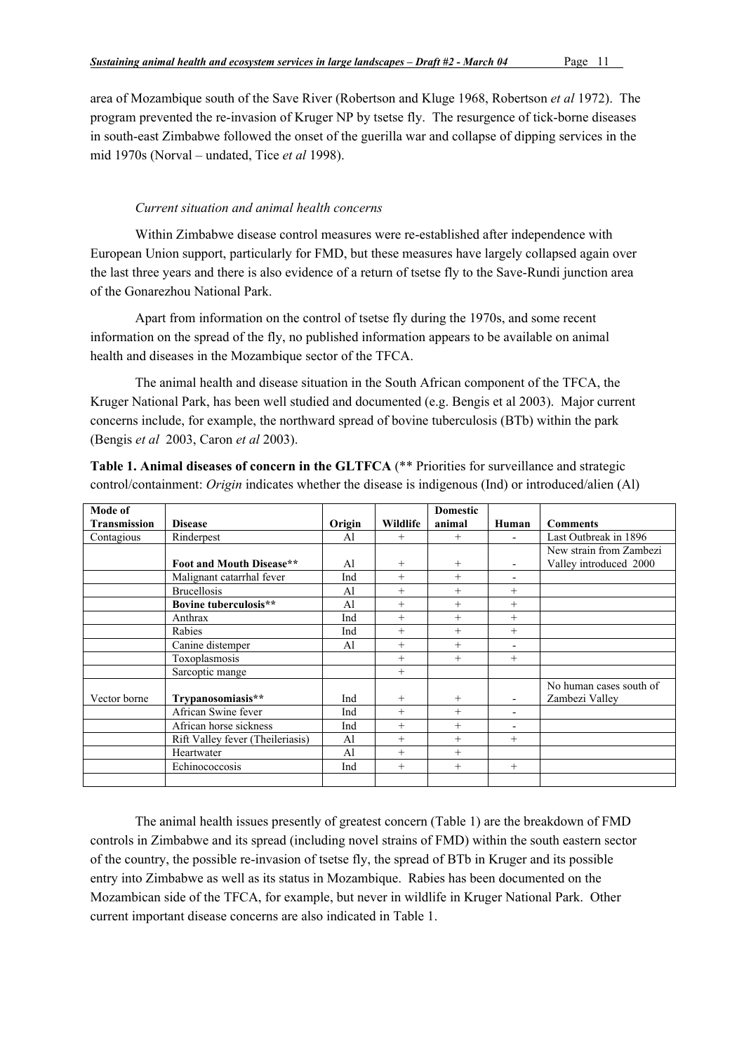area of Mozambique south of the Save River (Robertson and Kluge 1968, Robertson *et al* 1972). The program prevented the re-invasion of Kruger NP by tsetse fly. The resurgence of tick-borne diseases in south-east Zimbabwe followed the onset of the guerilla war and collapse of dipping services in the mid 1970s (Norval – undated, Tice *et al* 1998).

*Current situation and animal health concerns*

Within Zimbabwe disease control measures were re-established after independence with European Union support, particularly for FMD, but these measures have largely collapsed again over the last three years and there is also evidence of a return of tsetse fly to the Save-Rundi junction area of the Gonarezhou National Park.

Apart from information on the control of tsetse fly during the 1970s, and some recent information on the spread of the fly, no published information appears to be available on animal health and diseases in the Mozambique sector of the TFCA.

The animal health and disease situation in the South African component of the TFCA, the Kruger National Park, has been well studied and documented (e.g. Bengis et al 2003). Major current concerns include, for example, the northward spread of bovine tuberculosis (BTb) within the park (Bengis *et al* 2003, Caron *et al* 2003).

**Table 1. Animal diseases of concern in the GLTFCA** (** Priorities for surveillance and strategic control/containment: *Origin* indicates whether the disease is indigenous (Ind) or introduced/alien (Al)

| Mode of Transmission | Disease | Origin | Wildlife | Domestic animal | Human | Comments |
|---|---|---|---|---|---|---|
| Contagious | Rinderpest | Al | + | + | - | Last Outbreak in 1896 |
| | **Foot and Mouth Disease**** | Al | + | + | - | New strain from Zambezi Valley introduced 2000 |
| | Malignant catarrhal fever | Ind | + | + | - | |
| | Brucellosis | Al | + | + | + | |
| | **Bovine tuberculosis**** | Al | + | + | + | |
| | Anthrax | Ind | + | + | + | |
| | Rabies | Ind | + | + | + | |
| | Canine distemper | Al | + | + | - | |
| | Toxoplasmosis | | + | + | + | |
| | Sarcoptic mange | | + | | | |
| Vector borne | **Trypanosomiasis**** | Ind | + | + | - | No human cases south of Zambezi Valley |
| | African Swine fever | Ind | + | + | - | |
| | African horse sickness | Ind | + | + | - | |
| | Rift Valley fever (Theileriasis) | Al | + | + | + | |
| | Heartwater | Al | + | + | | |
| | Echinococcosis | Ind | + | + | + | |
| | | | | | | |

The animal health issues presently of greatest concern (Table 1) are the breakdown of FMD controls in Zimbabwe and its spread (including novel strains of FMD) within the south eastern sector of the country, the possible re-invasion of tsetse fly, the spread of BTb in Kruger and its possible entry into Zimbabwe as well as its status in Mozambique. Rabies has been documented on the Mozambican side of the TFCA, for example, but never in wildlife in Kruger National Park. Other current important disease concerns are also indicated in Table 1.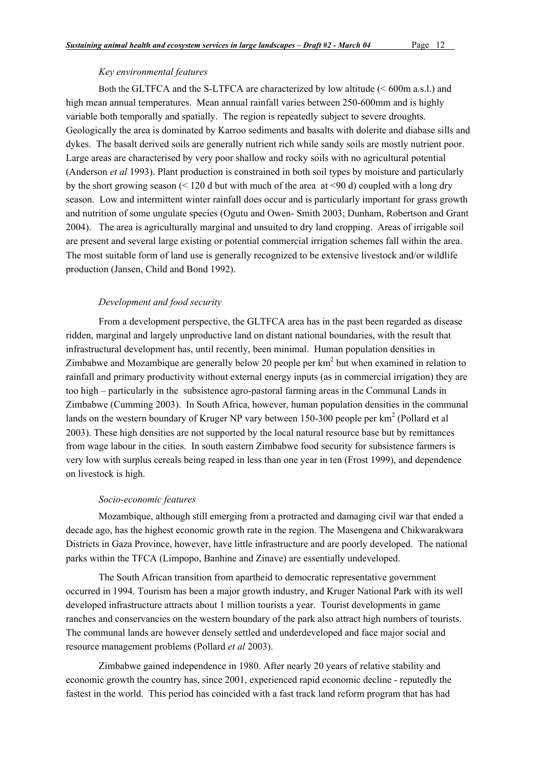*Key environmental features*

Both the GLTFCA and the S-LTFCA are characterized by low altitude (< 600m a.s.l.) and high mean annual temperatures. Mean annual rainfall varies between 250-600mm and is highly variable both temporally and spatially. The region is repeatedly subject to severe droughts. Geologically the area is dominated by Karroo sediments and basalts with dolerite and diabase sills and dykes. The basalt derived soils are generally nutrient rich while sandy soils are mostly nutrient poor. Large areas are characterised by very poor shallow and rocky soils with no agricultural potential (Anderson *et al* 1993). Plant production is constrained in both soil types by moisture and particularly by the short growing season (< 120 d but with much of the area at <90 d) coupled with a long dry season. Low and intermittent winter rainfall does occur and is particularly important for grass growth and nutrition of some ungulate species (Ogutu and Owen- Smith 2003; Dunham, Robertson and Grant 2004). The area is agriculturally marginal and unsuited to dry land cropping. Areas of irrigable soil are present and several large existing or potential commercial irrigation schemes fall within the area. The most suitable form of land use is generally recognized to be extensive livestock and/or wildlife production (Jansen, Child and Bond 1992).

*Development and food security*

From a development perspective, the GLTFCA area has in the past been regarded as disease ridden, marginal and largely unproductive land on distant national boundaries, with the result that infrastructural development has, until recently, been minimal. Human population densities in Zimbabwe and Mozambique are generally below 20 people per km$^2$ but when examined in relation to rainfall and primary productivity without external energy inputs (as in commercial irrigation) they are too high – particularly in the subsistence agro-pastoral farming areas in the Communal Lands in Zimbabwe (Cumming 2003). In South Africa, however, human population densities in the communal lands on the western boundary of Kruger NP vary between 150-300 people per km$^2$ (Pollard et al 2003). These high densities are not supported by the local natural resource base but by remittances from wage labour in the cities. In south eastern Zimbabwe food security for subsistence farmers is very low with surplus cereals being reaped in less than one year in ten (Frost 1999), and dependence on livestock is high.

*Socio-economic features*

Mozambique, although still emerging from a protracted and damaging civil war that ended a decade ago, has the highest economic growth rate in the region. The Masengena and Chikwarakwara Districts in Gaza Province, however, have little infrastructure and are poorly developed. The national parks within the TFCA (Limpopo, Banhine and Zinave) are essentially undeveloped.

The South African transition from apartheid to democratic representative government occurred in 1994. Tourism has been a major growth industry, and Kruger National Park with its well developed infrastructure attracts about 1 million tourists a year. Tourist developments in game ranches and conservancies on the western boundary of the park also attract high numbers of tourists. The communal lands are however densely settled and underdeveloped and face major social and resource management problems (Pollard *et al* 2003).

Zimbabwe gained independence in 1980. After nearly 20 years of relative stability and economic growth the country has, since 2001, experienced rapid economic decline - reputedly the fastest in the world. This period has coincided with a fast track land reform program that has had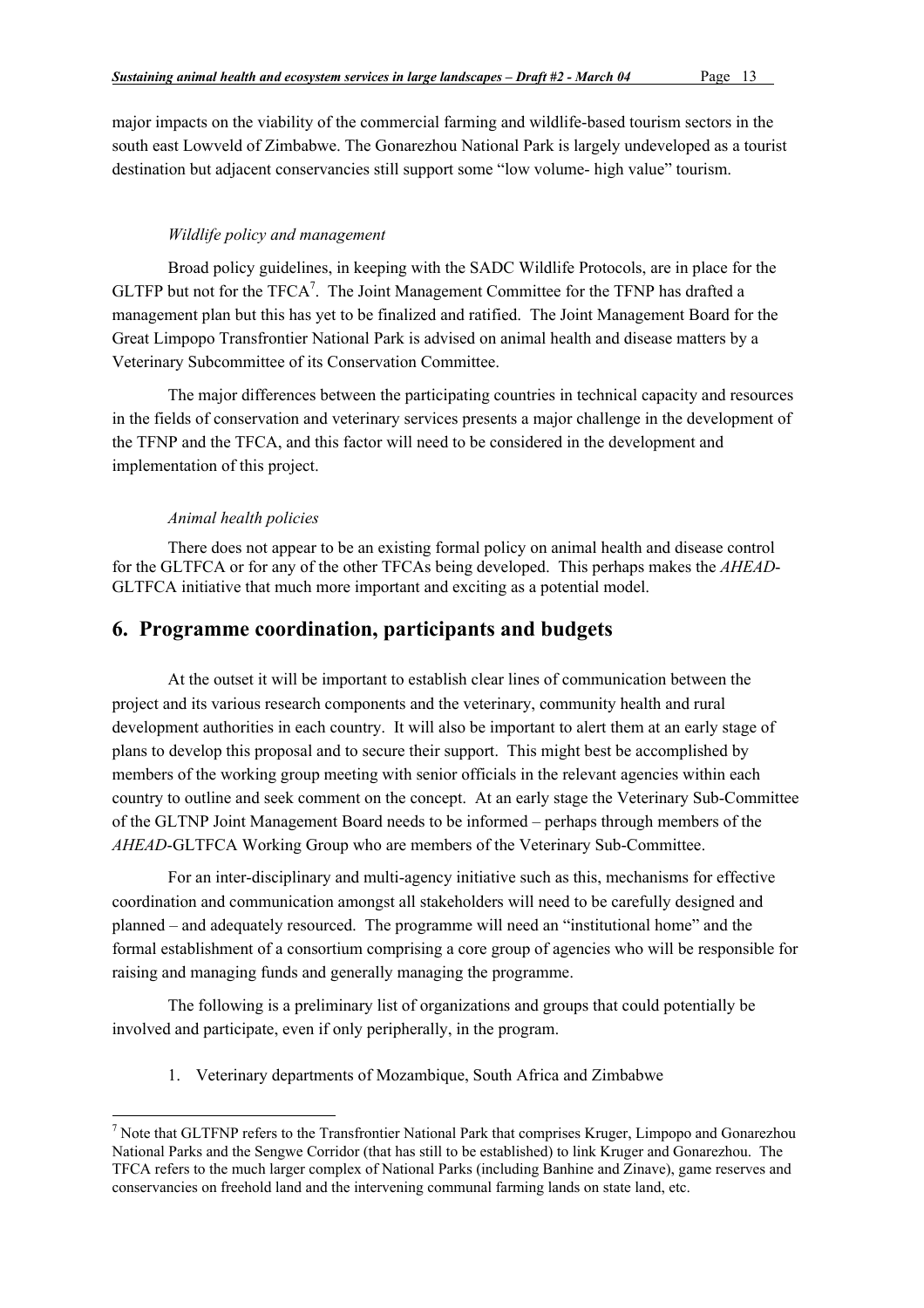major impacts on the viability of the commercial farming and wildlife-based tourism sectors in the south east Lowveld of Zimbabwe. The Gonarezhou National Park is largely undeveloped as a tourist destination but adjacent conservancies still support some "low volume- high value" tourism.

*Wildlife policy and management*

Broad policy guidelines, in keeping with the SADC Wildlife Protocols, are in place for the GLTFP but not for the TFCA[7]. The Joint Management Committee for the TFNP has drafted a management plan but this has yet to be finalized and ratified. The Joint Management Board for the Great Limpopo Transfrontier National Park is advised on animal health and disease matters by a Veterinary Subcommittee of its Conservation Committee.

The major differences between the participating countries in technical capacity and resources in the fields of conservation and veterinary services presents a major challenge in the development of the TFNP and the TFCA, and this factor will need to be considered in the development and implementation of this project.

*Animal health policies*

There does not appear to be an existing formal policy on animal health and disease control for the GLTFCA or for any of the other TFCAs being developed. This perhaps makes the *AHEAD*-GLTFCA initiative that much more important and exciting as a potential model.

## 6. Programme coordination, participants and budgets

At the outset it will be important to establish clear lines of communication between the project and its various research components and the veterinary, community health and rural development authorities in each country. It will also be important to alert them at an early stage of plans to develop this proposal and to secure their support. This might best be accomplished by members of the working group meeting with senior officials in the relevant agencies within each country to outline and seek comment on the concept. At an early stage the Veterinary Sub-Committee of the GLTNP Joint Management Board needs to be informed – perhaps through members of the *AHEAD*-GLTFCA Working Group who are members of the Veterinary Sub-Committee.

For an inter-disciplinary and multi-agency initiative such as this, mechanisms for effective coordination and communication amongst all stakeholders will need to be carefully designed and planned – and adequately resourced. The programme will need an "institutional home" and the formal establishment of a consortium comprising a core group of agencies who will be responsible for raising and managing funds and generally managing the programme.

The following is a preliminary list of organizations and groups that could potentially be involved and participate, even if only peripherally, in the program.

1. Veterinary departments of Mozambique, South Africa and Zimbabwe

[7] Note that GLTFNP refers to the Transfrontier National Park that comprises Kruger, Limpopo and Gonarezhou National Parks and the Sengwe Corridor (that has still to be established) to link Kruger and Gonarezhou. The TFCA refers to the much larger complex of National Parks (including Banhine and Zinave), game reserves and conservancies on freehold land and the intervening communal farming lands on state land, etc.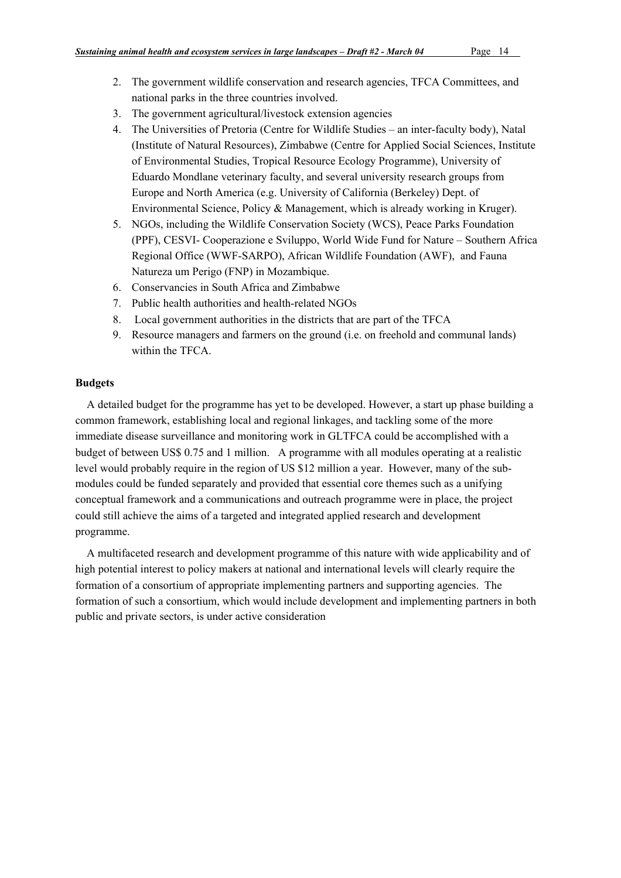2. The government wildlife conservation and research agencies, TFCA Committees, and national parks in the three countries involved.
3. The government agricultural/livestock extension agencies
4. The Universities of Pretoria (Centre for Wildlife Studies – an inter-faculty body), Natal (Institute of Natural Resources), Zimbabwe (Centre for Applied Social Sciences, Institute of Environmental Studies, Tropical Resource Ecology Programme), University of Eduardo Mondlane veterinary faculty, and several university research groups from Europe and North America (e.g. University of California (Berkeley) Dept. of Environmental Science, Policy & Management, which is already working in Kruger).
5. NGOs, including the Wildlife Conservation Society (WCS), Peace Parks Foundation (PPF), CESVI- Cooperazione e Sviluppo, World Wide Fund for Nature – Southern Africa Regional Office (WWF-SARPO), African Wildlife Foundation (AWF), and Fauna Natureza um Perigo (FNP) in Mozambique.
6. Conservancies in South Africa and Zimbabwe
7. Public health authorities and health-related NGOs
8. Local government authorities in the districts that are part of the TFCA
9. Resource managers and farmers on the ground (i.e. on freehold and communal lands) within the TFCA.

**Budgets**

A detailed budget for the programme has yet to be developed. However, a start up phase building a common framework, establishing local and regional linkages, and tackling some of the more immediate disease surveillance and monitoring work in GLTFCA could be accomplished with a budget of between US$ 0.75 and 1 million. A programme with all modules operating at a realistic level would probably require in the region of US $12 million a year. However, many of the sub-modules could be funded separately and provided that essential core themes such as a unifying conceptual framework and a communications and outreach programme were in place, the project could still achieve the aims of a targeted and integrated applied research and development programme.

A multifaceted research and development programme of this nature with wide applicability and of high potential interest to policy makers at national and international levels will clearly require the formation of a consortium of appropriate implementing partners and supporting agencies. The formation of such a consortium, which would include development and implementing partners in both public and private sectors, is under active consideration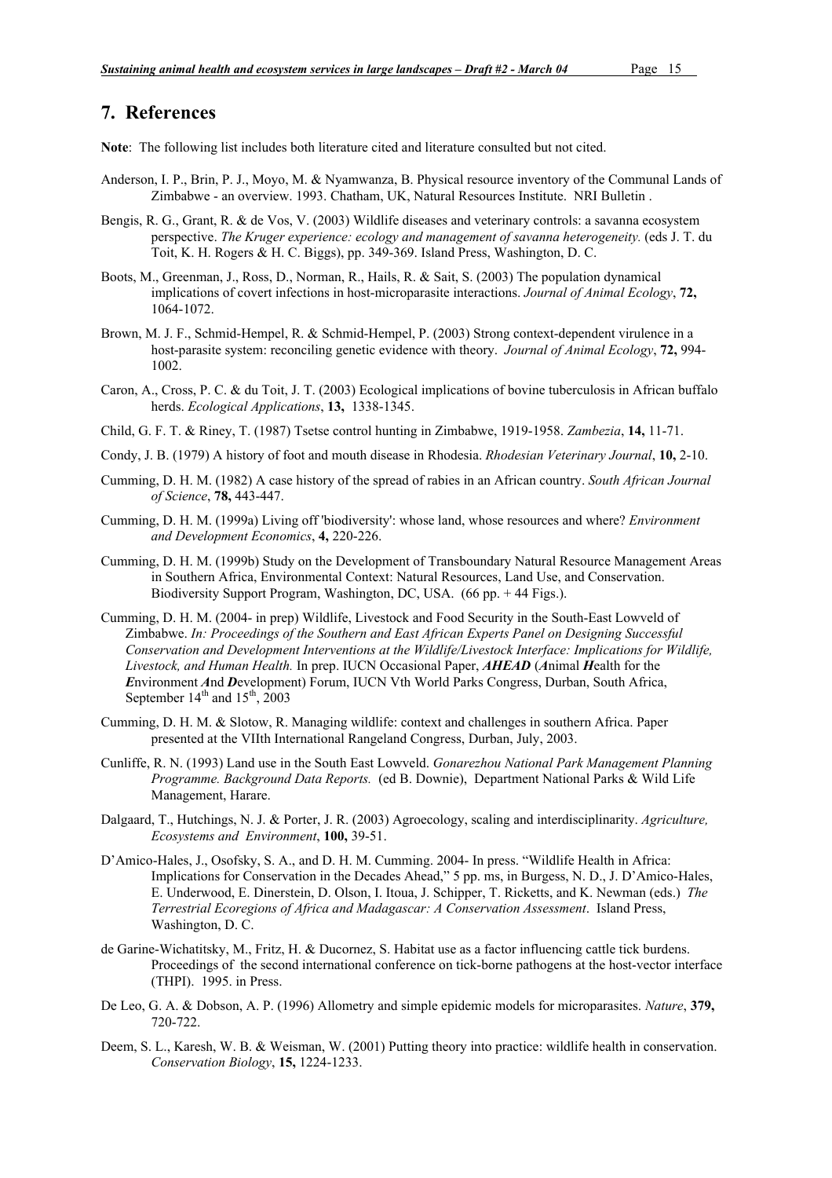## 7. References

**Note**: The following list includes both literature cited and literature consulted but not cited.

Anderson, I. P., Brin, P. J., Moyo, M. & Nyamwanza, B. Physical resource inventory of the Communal Lands of Zimbabwe - an overview. 1993. Chatham, UK, Natural Resources Institute. NRI Bulletin .

Bengis, R. G., Grant, R. & de Vos, V. (2003) Wildlife diseases and veterinary controls: a savanna ecosystem perspective. *The Kruger experience: ecology and management of savanna heterogeneity.* (eds J. T. du Toit, K. H. Rogers & H. C. Biggs), pp. 349-369. Island Press, Washington, D. C.

Boots, M., Greenman, J., Ross, D., Norman, R., Hails, R. & Sait, S. (2003) The population dynamical implications of covert infections in host-microparasite interactions. *Journal of Animal Ecology*, **72,** 1064-1072.

Brown, M. J. F., Schmid-Hempel, R. & Schmid-Hempel, P. (2003) Strong context-dependent virulence in a host-parasite system: reconciling genetic evidence with theory. *Journal of Animal Ecology*, **72,** 994-1002.

Caron, A., Cross, P. C. & du Toit, J. T. (2003) Ecological implications of bovine tuberculosis in African buffalo herds. *Ecological Applications*, **13,** 1338-1345.

Child, G. F. T. & Riney, T. (1987) Tsetse control hunting in Zimbabwe, 1919-1958. *Zambezia*, **14,** 11-71.

Condy, J. B. (1979) A history of foot and mouth disease in Rhodesia. *Rhodesian Veterinary Journal*, **10,** 2-10.

Cumming, D. H. M. (1982) A case history of the spread of rabies in an African country. *South African Journal of Science*, **78,** 443-447.

Cumming, D. H. M. (1999a) Living off 'biodiversity': whose land, whose resources and where? *Environment and Development Economics*, **4,** 220-226.

Cumming, D. H. M. (1999b) Study on the Development of Transboundary Natural Resource Management Areas in Southern Africa, Environmental Context: Natural Resources, Land Use, and Conservation. Biodiversity Support Program, Washington, DC, USA. (66 pp. + 44 Figs.).

Cumming, D. H. M. (2004- in prep) Wildlife, Livestock and Food Security in the South-East Lowveld of Zimbabwe. *In: Proceedings of the Southern and East African Experts Panel on Designing Successful Conservation and Development Interventions at the Wildlife/Livestock Interface: Implications for Wildlife, Livestock, and Human Health.* In prep. IUCN Occasional Paper, ***AHEAD*** (***A***nimal ***H***ealth for the ***E***nvironment ***A***nd ***D***evelopment) Forum, IUCN Vth World Parks Congress, Durban, South Africa, September 14th and 15th, 2003

Cumming, D. H. M. & Slotow, R. Managing wildlife: context and challenges in southern Africa. Paper presented at the VIIth International Rangeland Congress, Durban, July, 2003.

Cunliffe, R. N. (1993) Land use in the South East Lowveld. *Gonarezhou National Park Management Planning Programme. Background Data Reports.* (ed B. Downie), Department National Parks & Wild Life Management, Harare.

Dalgaard, T., Hutchings, N. J. & Porter, J. R. (2003) Agroecology, scaling and interdisciplinarity. *Agriculture, Ecosystems and Environment*, **100,** 39-51.

D'Amico-Hales, J., Osofsky, S. A., and D. H. M. Cumming. 2004- In press. "Wildlife Health in Africa: Implications for Conservation in the Decades Ahead," 5 pp. ms, in Burgess, N. D., J. D'Amico-Hales, E. Underwood, E. Dinerstein, D. Olson, I. Itoua, J. Schipper, T. Ricketts, and K. Newman (eds.) *The Terrestrial Ecoregions of Africa and Madagascar: A Conservation Assessment*. Island Press, Washington, D. C.

de Garine-Wichatitsky, M., Fritz, H. & Ducornez, S. Habitat use as a factor influencing cattle tick burdens. Proceedings of the second international conference on tick-borne pathogens at the host-vector interface (THPI). 1995. in Press.

De Leo, G. A. & Dobson, A. P. (1996) Allometry and simple epidemic models for microparasites. *Nature*, **379,** 720-722.

Deem, S. L., Karesh, W. B. & Weisman, W. (2001) Putting theory into practice: wildlife health in conservation. *Conservation Biology*, **15,** 1224-1233.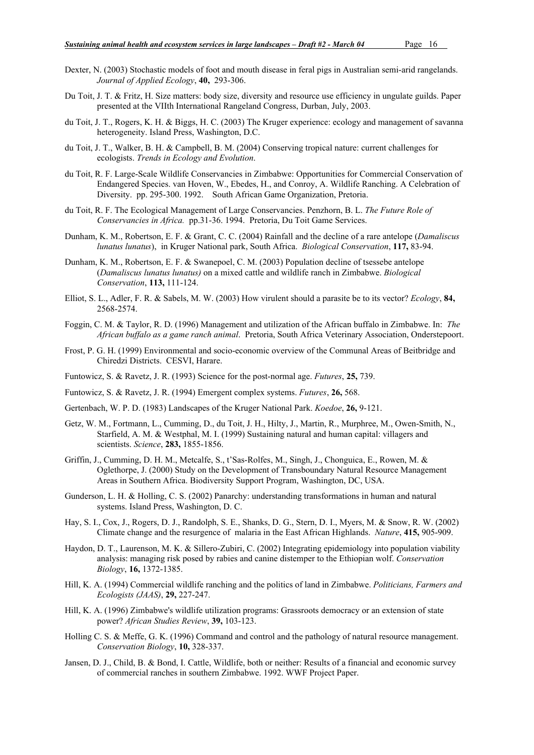Dexter, N. (2003) Stochastic models of foot and mouth disease in feral pigs in Australian semi-arid rangelands. *Journal of Applied Ecology*, **40,** 293-306.

Du Toit, J. T. & Fritz, H. Size matters: body size, diversity and resource use efficiency in ungulate guilds. Paper presented at the VIIth International Rangeland Congress, Durban, July, 2003.

du Toit, J. T., Rogers, K. H. & Biggs, H. C. (2003) The Kruger experience: ecology and management of savanna heterogeneity. Island Press, Washington, D.C.

du Toit, J. T., Walker, B. H. & Campbell, B. M. (2004) Conserving tropical nature: current challenges for ecologists. *Trends in Ecology and Evolution*.

du Toit, R. F. Large-Scale Wildlife Conservancies in Zimbabwe: Opportunities for Commercial Conservation of Endangered Species. van Hoven, W., Ebedes, H., and Conroy, A. Wildlife Ranching. A Celebration of Diversity. pp. 295-300. 1992. South African Game Organization, Pretoria.

du Toit, R. F. The Ecological Management of Large Conservancies. Penzhorn, B. L. *The Future Role of Conservancies in Africa.* pp.31-36. 1994. Pretoria, Du Toit Game Services.

Dunham, K. M., Robertson, E. F. & Grant, C. C. (2004) Rainfall and the decline of a rare antelope (*Damaliscus lunatus lunatus*), in Kruger National park, South Africa. *Biological Conservation*, **117,** 83-94.

Dunham, K. M., Robertson, E. F. & Swanepoel, C. M. (2003) Population decline of tsessebe antelope (*Damaliscus lunatus lunatus)* on a mixed cattle and wildlife ranch in Zimbabwe. *Biological Conservation*, **113,** 111-124.

Elliot, S. L., Adler, F. R. & Sabels, M. W. (2003) How virulent should a parasite be to its vector? *Ecology*, **84,** 2568-2574.

Foggin, C. M. & Taylor, R. D. (1996) Management and utilization of the African buffalo in Zimbabwe. In: *The African buffalo as a game ranch animal*. Pretoria, South Africa Veterinary Association, Onderstepoort.

Frost, P. G. H. (1999) Environmental and socio-economic overview of the Communal Areas of Beitbridge and Chiredzi Districts. CESVI, Harare.

Funtowicz, S. & Ravetz, J. R. (1993) Science for the post-normal age. *Futures*, **25,** 739.

Funtowicz, S. & Ravetz, J. R. (1994) Emergent complex systems. *Futures*, **26,** 568.

Gertenbach, W. P. D. (1983) Landscapes of the Kruger National Park. *Koedoe*, **26,** 9-121.

Getz, W. M., Fortmann, L., Cumming, D., du Toit, J. H., Hilty, J., Martin, R., Murphree, M., Owen-Smith, N., Starfield, A. M. & Westphal, M. I. (1999) Sustaining natural and human capital: villagers and scientists. *Science*, **283,** 1855-1856.

Griffin, J., Cumming, D. H. M., Metcalfe, S., t'Sas-Rolfes, M., Singh, J., Chonguica, E., Rowen, M. & Oglethorpe, J. (2000) Study on the Development of Transboundary Natural Resource Management Areas in Southern Africa. Biodiversity Support Program, Washington, DC, USA.

Gunderson, L. H. & Holling, C. S. (2002) Panarchy: understanding transformations in human and natural systems. Island Press, Washington, D. C.

Hay, S. I., Cox, J., Rogers, D. J., Randolph, S. E., Shanks, D. G., Stern, D. I., Myers, M. & Snow, R. W. (2002) Climate change and the resurgence of malaria in the East African Highlands. *Nature*, **415,** 905-909.

Haydon, D. T., Laurenson, M. K. & Sillero-Zubiri, C. (2002) Integrating epidemiology into population viability analysis: managing risk posed by rabies and canine distemper to the Ethiopian wolf. *Conservation Biology*, **16,** 1372-1385.

Hill, K. A. (1994) Commercial wildlife ranching and the politics of land in Zimbabwe. *Politicians, Farmers and Ecologists (JAAS)*, **29,** 227-247.

Hill, K. A. (1996) Zimbabwe's wildlife utilization programs: Grassroots democracy or an extension of state power? *African Studies Review*, **39,** 103-123.

Holling C. S. & Meffe, G. K. (1996) Command and control and the pathology of natural resource management. *Conservation Biology*, **10,** 328-337.

Jansen, D. J., Child, B. & Bond, I. Cattle, Wildlife, both or neither: Results of a financial and economic survey of commercial ranches in southern Zimbabwe. 1992. WWF Project Paper.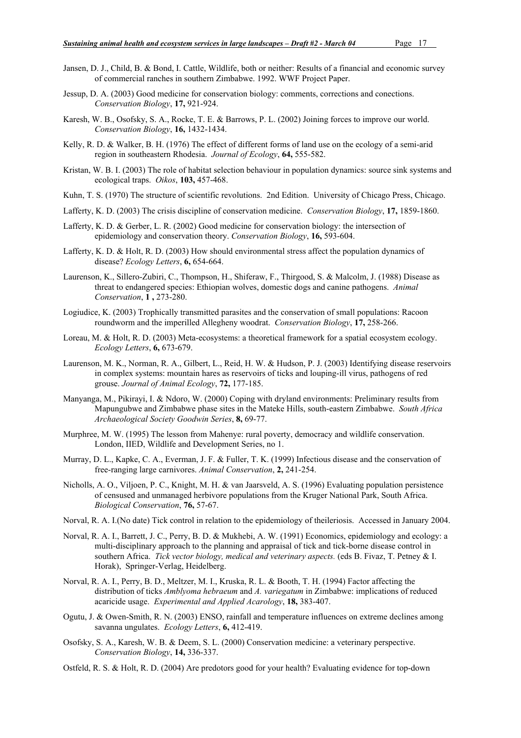Jansen, D. J., Child, B. & Bond, I. Cattle, Wildlife, both or neither: Results of a financial and economic survey of commercial ranches in southern Zimbabwe. 1992. WWF Project Paper.

Jessup, D. A. (2003) Good medicine for conservation biology: comments, corrections and conections. *Conservation Biology*, **17,** 921-924.

Karesh, W. B., Osofsky, S. A., Rocke, T. E. & Barrows, P. L. (2002) Joining forces to improve our world. *Conservation Biology*, **16,** 1432-1434.

Kelly, R. D. & Walker, B. H. (1976) The effect of different forms of land use on the ecology of a semi-arid region in southeastern Rhodesia. *Journal of Ecology*, **64,** 555-582.

Kristan, W. B. I. (2003) The role of habitat selection behaviour in population dynamics: source sink systems and ecological traps. *Oikos*, **103,** 457-468.

Kuhn, T. S. (1970) The structure of scientific revolutions. 2nd Edition. University of Chicago Press, Chicago.

Lafferty, K. D. (2003) The crisis discipline of conservation medicine. *Conservation Biology*, **17,** 1859-1860.

Lafferty, K. D. & Gerber, L. R. (2002) Good medicine for conservation biology: the intersection of epidemiology and conservation theory. *Conservation Biology*, **16,** 593-604.

Lafferty, K. D. & Holt, R. D. (2003) How should environmental stress affect the population dynamics of disease? *Ecology Letters*, **6,** 654-664.

Laurenson, K., Sillero-Zubiri, C., Thompson, H., Shiferaw, F., Thirgood, S. & Malcolm, J. (1988) Disease as threat to endangered species: Ethiopian wolves, domestic dogs and canine pathogens. *Animal Conservation*, **1 ,** 273-280.

Logiudice, K. (2003) Trophically transmitted parasites and the conservation of small populations: Racoon roundworm and the imperilled Allegheny woodrat. *Conservation Biology*, **17,** 258-266.

Loreau, M. & Holt, R. D. (2003) Meta-ecosystems: a theoretical framework for a spatial ecosystem ecology. *Ecology Letters*, **6,** 673-679.

Laurenson, M. K., Norman, R. A., Gilbert, L., Reid, H. W. & Hudson, P. J. (2003) Identifying disease reservoirs in complex systems: mountain hares as reservoirs of ticks and louping-ill virus, pathogens of red grouse. *Journal of Animal Ecology*, **72,** 177-185.

Manyanga, M., Pikirayi, I. & Ndoro, W. (2000) Coping with dryland environments: Preliminary results from Mapungubwe and Zimbabwe phase sites in the Mateke Hills, south-eastern Zimbabwe. *South Africa Archaeological Society Goodwin Series*, **8,** 69-77.

Murphree, M. W. (1995) The lesson from Mahenye: rural poverty, democracy and wildlife conservation. London, IIED, Wildlife and Development Series, no 1.

Murray, D. L., Kapke, C. A., Everman, J. F. & Fuller, T. K. (1999) Infectious disease and the conservation of free-ranging large carnivores. *Animal Conservation*, **2,** 241-254.

Nicholls, A. O., Viljoen, P. C., Knight, M. H. & van Jaarsveld, A. S. (1996) Evaluating population persistence of censused and unmanaged herbivore populations from the Kruger National Park, South Africa. *Biological Conservation*, **76,** 57-67.

Norval, R. A. I.(No date) Tick control in relation to the epidemiology of theileriosis. Accessed in January 2004.

Norval, R. A. I., Barrett, J. C., Perry, B. D. & Mukhebi, A. W. (1991) Economics, epidemiology and ecology: a multi-disciplinary approach to the planning and appraisal of tick and tick-borne disease control in southern Africa. *Tick vector biology, medical and veterinary aspects.* (eds B. Fivaz, T. Petney & I. Horak), Springer-Verlag, Heidelberg.

Norval, R. A. I., Perry, B. D., Meltzer, M. I., Kruska, R. L. & Booth, T. H. (1994) Factor affecting the distribution of ticks *Amblyoma hebraeum* and *A. variegatum* in Zimbabwe: implications of reduced acaricide usage. *Experimental and Applied Acarology*, **18,** 383-407.

Ogutu, J. & Owen-Smith, R. N. (2003) ENSO, rainfall and temperature influences on extreme declines among savanna ungulates. *Ecology Letters*, **6,** 412-419.

Osofsky, S. A., Karesh, W. B. & Deem, S. L. (2000) Conservation medicine: a veterinary perspective. *Conservation Biology*, **14,** 336-337.

Ostfeld, R. S. & Holt, R. D. (2004) Are predotors good for your health? Evaluating evidence for top-down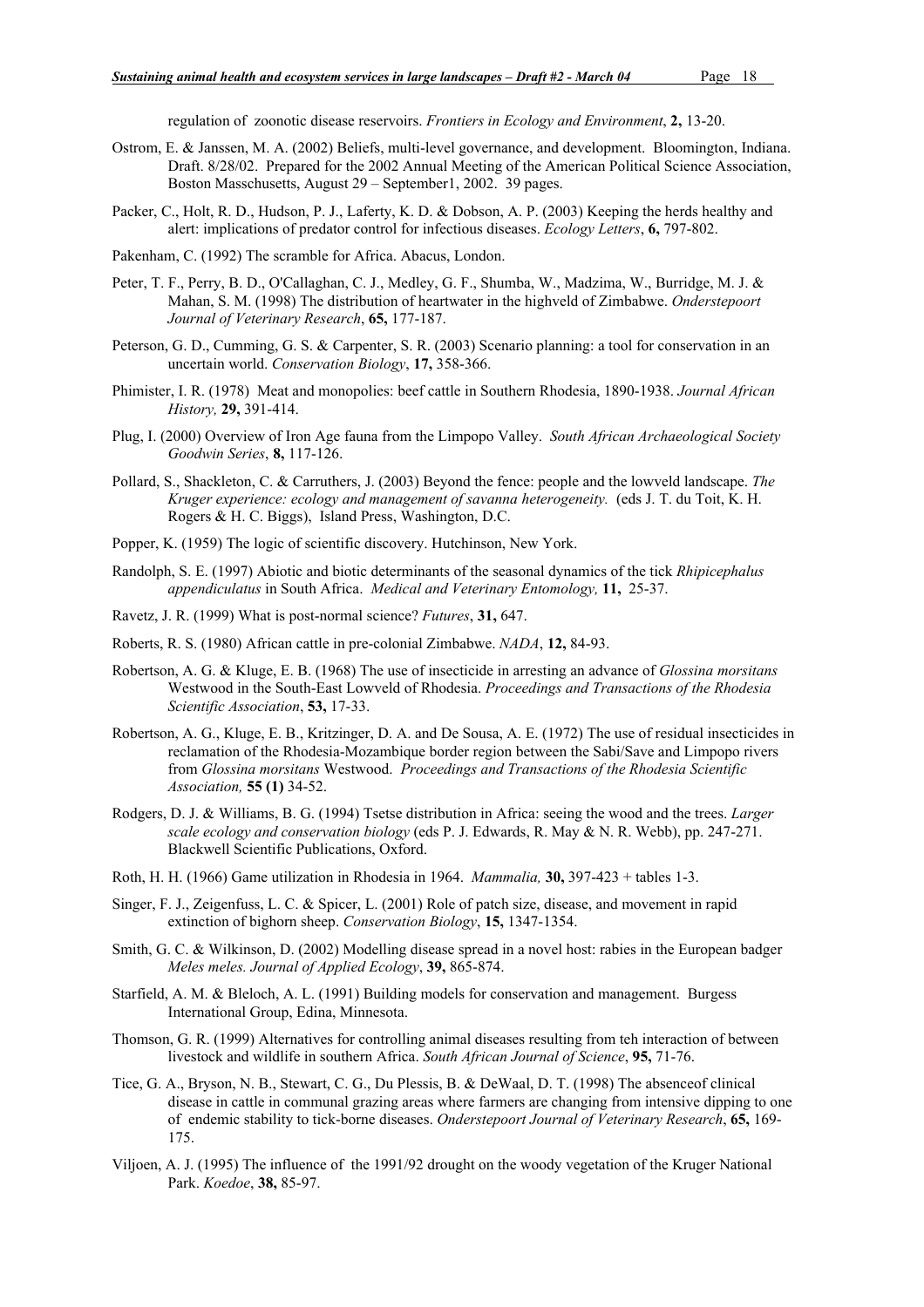regulation of zoonotic disease reservoirs. *Frontiers in Ecology and Environment*, **2,** 13-20.

Ostrom, E. & Janssen, M. A. (2002) Beliefs, multi-level governance, and development. Bloomington, Indiana. Draft. 8/28/02. Prepared for the 2002 Annual Meeting of the American Political Science Association, Boston Masschusetts, August 29 – September1, 2002. 39 pages.

Packer, C., Holt, R. D., Hudson, P. J., Laferty, K. D. & Dobson, A. P. (2003) Keeping the herds healthy and alert: implications of predator control for infectious diseases. *Ecology Letters*, **6,** 797-802.

Pakenham, C. (1992) The scramble for Africa. Abacus, London.

Peter, T. F., Perry, B. D., O'Callaghan, C. J., Medley, G. F., Shumba, W., Madzima, W., Burridge, M. J. & Mahan, S. M. (1998) The distribution of heartwater in the highveld of Zimbabwe. *Onderstepoort Journal of Veterinary Research*, **65,** 177-187.

Peterson, G. D., Cumming, G. S. & Carpenter, S. R. (2003) Scenario planning: a tool for conservation in an uncertain world. *Conservation Biology*, **17,** 358-366.

Phimister, I. R. (1978) Meat and monopolies: beef cattle in Southern Rhodesia, 1890-1938. *Journal African History,* **29,** 391-414.

Plug, I. (2000) Overview of Iron Age fauna from the Limpopo Valley. *South African Archaeological Society Goodwin Series*, **8,** 117-126.

Pollard, S., Shackleton, C. & Carruthers, J. (2003) Beyond the fence: people and the lowveld landscape. *The Kruger experience: ecology and management of savanna heterogeneity.* (eds J. T. du Toit, K. H. Rogers & H. C. Biggs), Island Press, Washington, D.C.

Popper, K. (1959) The logic of scientific discovery. Hutchinson, New York.

Randolph, S. E. (1997) Abiotic and biotic determinants of the seasonal dynamics of the tick *Rhipicephalus appendiculatus* in South Africa. *Medical and Veterinary Entomology,* **11,** 25-37.

Ravetz, J. R. (1999) What is post-normal science? *Futures*, **31,** 647.

Roberts, R. S. (1980) African cattle in pre-colonial Zimbabwe. *NADA*, **12,** 84-93.

Robertson, A. G. & Kluge, E. B. (1968) The use of insecticide in arresting an advance of *Glossina morsitans* Westwood in the South-East Lowveld of Rhodesia. *Proceedings and Transactions of the Rhodesia Scientific Association*, **53,** 17-33.

Robertson, A. G., Kluge, E. B., Kritzinger, D. A. and De Sousa, A. E. (1972) The use of residual insecticides in reclamation of the Rhodesia-Mozambique border region between the Sabi/Save and Limpopo rivers from *Glossina morsitans* Westwood. *Proceedings and Transactions of the Rhodesia Scientific Association,* **55 (1)** 34-52.

Rodgers, D. J. & Williams, B. G. (1994) Tsetse distribution in Africa: seeing the wood and the trees. *Larger scale ecology and conservation biology* (eds P. J. Edwards, R. May & N. R. Webb), pp. 247-271. Blackwell Scientific Publications, Oxford.

Roth, H. H. (1966) Game utilization in Rhodesia in 1964. *Mammalia,* **30,** 397-423 + tables 1-3.

Singer, F. J., Zeigenfuss, L. C. & Spicer, L. (2001) Role of patch size, disease, and movement in rapid extinction of bighorn sheep. *Conservation Biology*, **15,** 1347-1354.

Smith, G. C. & Wilkinson, D. (2002) Modelling disease spread in a novel host: rabies in the European badger *Meles meles. Journal of Applied Ecology*, **39,** 865-874.

Starfield, A. M. & Bleloch, A. L. (1991) Building models for conservation and management. Burgess International Group, Edina, Minnesota.

Thomson, G. R. (1999) Alternatives for controlling animal diseases resulting from teh interaction of between livestock and wildlife in southern Africa. *South African Journal of Science*, **95,** 71-76.

Tice, G. A., Bryson, N. B., Stewart, C. G., Du Plessis, B. & DeWaal, D. T. (1998) The absenceof clinical disease in cattle in communal grazing areas where farmers are changing from intensive dipping to one of endemic stability to tick-borne diseases. *Onderstepoort Journal of Veterinary Research*, **65,** 169-175.

Viljoen, A. J. (1995) The influence of the 1991/92 drought on the woody vegetation of the Kruger National Park. *Koedoe*, **38,** 85-97.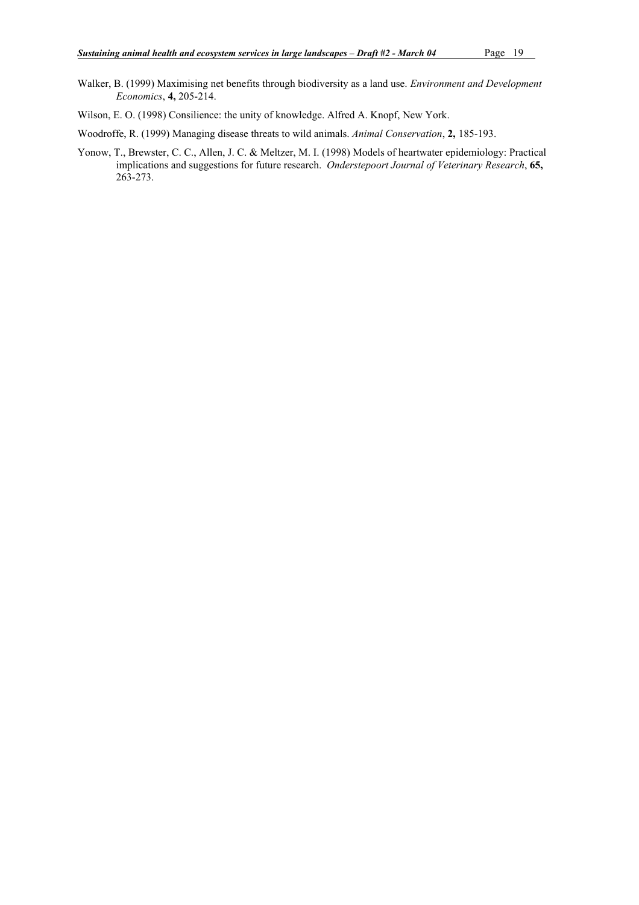Walker, B. (1999) Maximising net benefits through biodiversity as a land use. *Environment and Development Economics*, **4,** 205-214.

Wilson, E. O. (1998) Consilience: the unity of knowledge. Alfred A. Knopf, New York.

Woodroffe, R. (1999) Managing disease threats to wild animals. *Animal Conservation*, **2,** 185-193.

Yonow, T., Brewster, C. C., Allen, J. C. & Meltzer, M. I. (1998) Models of heartwater epidemiology: Practical implications and suggestions for future research. *Onderstepoort Journal of Veterinary Research*, **65,** 263-273.